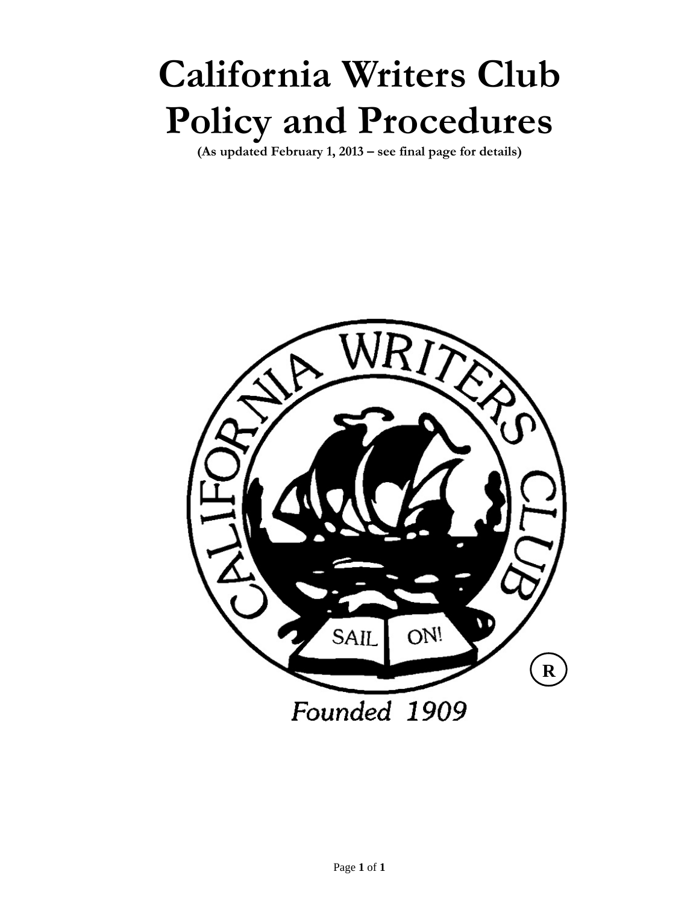# California Writers Club Policy and Procedures

**(As updated February 1, 2013 – see final page for details)**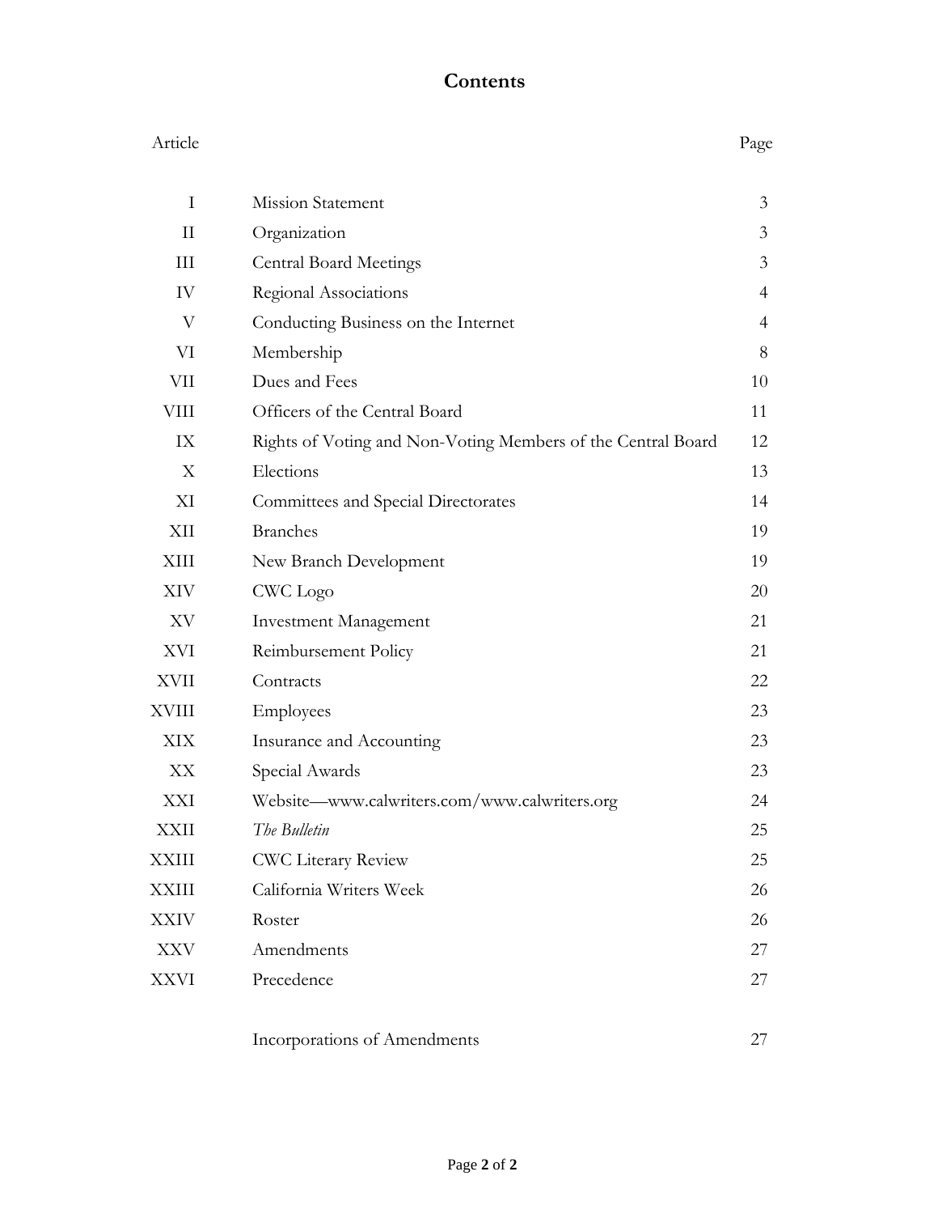# Contents

| Article | | Page |
|---|---|---|
| I | Mission Statement | 3 |
| II | Organization | 3 |
| III | Central Board Meetings | 3 |
| IV | Regional Associations | 4 |
| V | Conducting Business on the Internet | 4 |
| VI | Membership | 8 |
| VII | Dues and Fees | 10 |
| VIII | Officers of the Central Board | 11 |
| IX | Rights of Voting and Non-Voting Members of the Central Board | 12 |
| X | Elections | 13 |
| XI | Committees and Special Directorates | 14 |
| XII | Branches | 19 |
| XIII | New Branch Development | 19 |
| XIV | CWC Logo | 20 |
| XV | Investment Management | 21 |
| XVI | Reimbursement Policy | 21 |
| XVII | Contracts | 22 |
| XVIII | Employees | 23 |
| XIX | Insurance and Accounting | 23 |
| XX | Special Awards | 23 |
| XXI | Website—www.calwriters.com/www.calwriters.org | 24 |
| XXII | *The Bulletin* | 25 |
| XXIII | CWC Literary Review | 25 |
| XXIII | California Writers Week | 26 |
| XXIV | Roster | 26 |
| XXV | Amendments | 27 |
| XXVI | Precedence | 27 |
| | Incorporations of Amendments | 27 |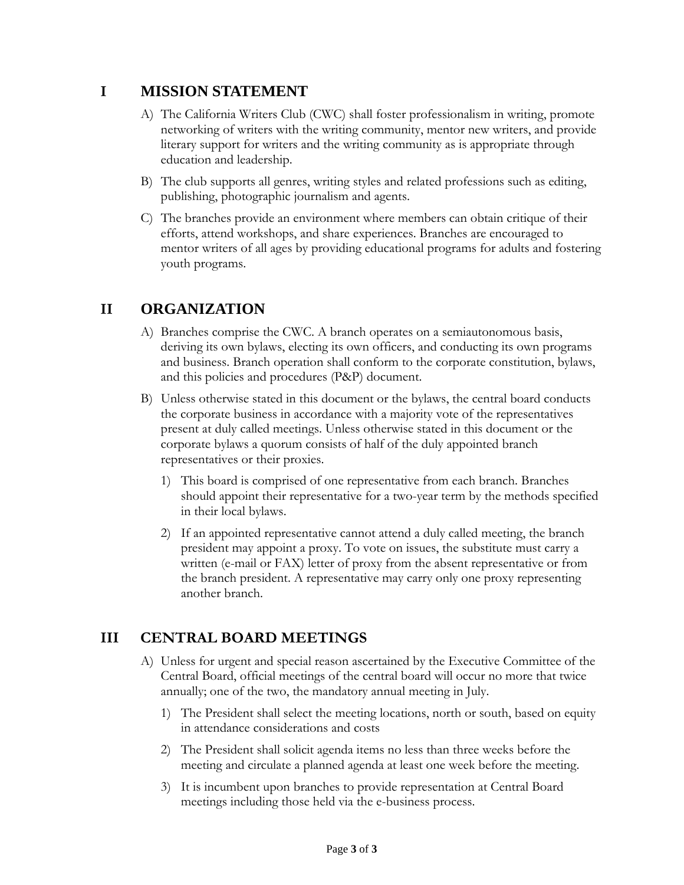## I MISSION STATEMENT

A) The California Writers Club (CWC) shall foster professionalism in writing, promote networking of writers with the writing community, mentor new writers, and provide literary support for writers and the writing community as is appropriate through education and leadership.

B) The club supports all genres, writing styles and related professions such as editing, publishing, photographic journalism and agents.

C) The branches provide an environment where members can obtain critique of their efforts, attend workshops, and share experiences. Branches are encouraged to mentor writers of all ages by providing educational programs for adults and fostering youth programs.

## II ORGANIZATION

A) Branches comprise the CWC. A branch operates on a semiautonomous basis, deriving its own bylaws, electing its own officers, and conducting its own programs and business. Branch operation shall conform to the corporate constitution, bylaws, and this policies and procedures (P&P) document.

B) Unless otherwise stated in this document or the bylaws, the central board conducts the corporate business in accordance with a majority vote of the representatives present at duly called meetings. Unless otherwise stated in this document or the corporate bylaws a quorum consists of half of the duly appointed branch representatives or their proxies.

1) This board is comprised of one representative from each branch. Branches should appoint their representative for a two-year term by the methods specified in their local bylaws.

2) If an appointed representative cannot attend a duly called meeting, the branch president may appoint a proxy. To vote on issues, the substitute must carry a written (e-mail or FAX) letter of proxy from the absent representative or from the branch president. A representative may carry only one proxy representing another branch.

## III CENTRAL BOARD MEETINGS

A) Unless for urgent and special reason ascertained by the Executive Committee of the Central Board, official meetings of the central board will occur no more that twice annually; one of the two, the mandatory annual meeting in July.

1) The President shall select the meeting locations, north or south, based on equity in attendance considerations and costs

2) The President shall solicit agenda items no less than three weeks before the meeting and circulate a planned agenda at least one week before the meeting.

3) It is incumbent upon branches to provide representation at Central Board meetings including those held via the e-business process.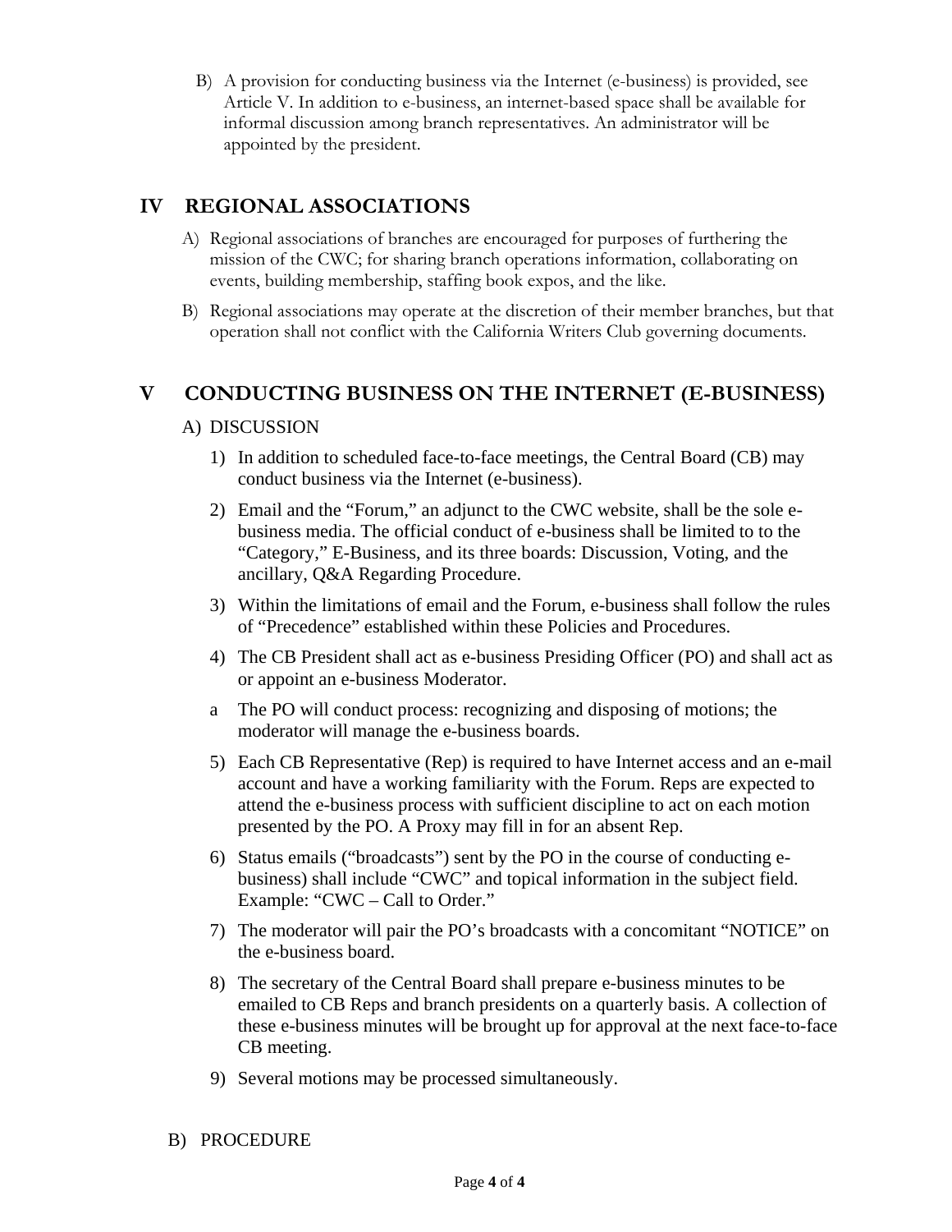B) A provision for conducting business via the Internet (e-business) is provided, see Article V. In addition to e-business, an internet-based space shall be available for informal discussion among branch representatives. An administrator will be appointed by the president.

## IV REGIONAL ASSOCIATIONS

A) Regional associations of branches are encouraged for purposes of furthering the mission of the CWC; for sharing branch operations information, collaborating on events, building membership, staffing book expos, and the like.

B) Regional associations may operate at the discretion of their member branches, but that operation shall not conflict with the California Writers Club governing documents.

## V CONDUCTING BUSINESS ON THE INTERNET (E-BUSINESS)

A) DISCUSSION

1) In addition to scheduled face-to-face meetings, the Central Board (CB) may conduct business via the Internet (e-business).

2) Email and the "Forum," an adjunct to the CWC website, shall be the sole e-business media. The official conduct of e-business shall be limited to to the "Category," E-Business, and its three boards: Discussion, Voting, and the ancillary, Q&A Regarding Procedure.

3) Within the limitations of email and the Forum, e-business shall follow the rules of "Precedence" established within these Policies and Procedures.

4) The CB President shall act as e-business Presiding Officer (PO) and shall act as or appoint an e-business Moderator.

a The PO will conduct process: recognizing and disposing of motions; the moderator will manage the e-business boards.

5) Each CB Representative (Rep) is required to have Internet access and an e-mail account and have a working familiarity with the Forum. Reps are expected to attend the e-business process with sufficient discipline to act on each motion presented by the PO. A Proxy may fill in for an absent Rep.

6) Status emails ("broadcasts") sent by the PO in the course of conducting e-business) shall include "CWC" and topical information in the subject field. Example: "CWC – Call to Order."

7) The moderator will pair the PO's broadcasts with a concomitant "NOTICE" on the e-business board.

8) The secretary of the Central Board shall prepare e-business minutes to be emailed to CB Reps and branch presidents on a quarterly basis. A collection of these e-business minutes will be brought up for approval at the next face-to-face CB meeting.

9) Several motions may be processed simultaneously.

B) PROCEDURE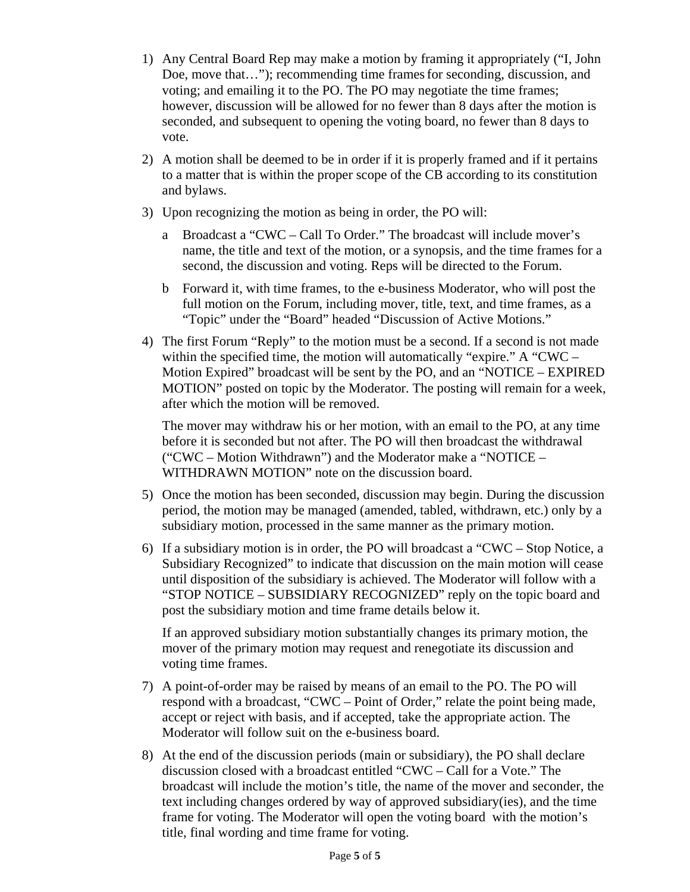1) Any Central Board Rep may make a motion by framing it appropriately ("I, John Doe, move that…"); recommending time frames for seconding, discussion, and voting; and emailing it to the PO. The PO may negotiate the time frames; however, discussion will be allowed for no fewer than 8 days after the motion is seconded, and subsequent to opening the voting board, no fewer than 8 days to vote.

2) A motion shall be deemed to be in order if it is properly framed and if it pertains to a matter that is within the proper scope of the CB according to its constitution and bylaws.

3) Upon recognizing the motion as being in order, the PO will:

   a Broadcast a "CWC – Call To Order." The broadcast will include mover's name, the title and text of the motion, or a synopsis, and the time frames for a second, the discussion and voting. Reps will be directed to the Forum.

   b Forward it, with time frames, to the e-business Moderator, who will post the full motion on the Forum, including mover, title, text, and time frames, as a "Topic" under the "Board" headed "Discussion of Active Motions."

4) The first Forum "Reply" to the motion must be a second. If a second is not made within the specified time, the motion will automatically "expire." A "CWC – Motion Expired" broadcast will be sent by the PO, and an "NOTICE – EXPIRED MOTION" posted on topic by the Moderator. The posting will remain for a week, after which the motion will be removed.

   The mover may withdraw his or her motion, with an email to the PO, at any time before it is seconded but not after. The PO will then broadcast the withdrawal ("CWC – Motion Withdrawn") and the Moderator make a "NOTICE – WITHDRAWN MOTION" note on the discussion board.

5) Once the motion has been seconded, discussion may begin. During the discussion period, the motion may be managed (amended, tabled, withdrawn, etc.) only by a subsidiary motion, processed in the same manner as the primary motion.

6) If a subsidiary motion is in order, the PO will broadcast a "CWC – Stop Notice, a Subsidiary Recognized" to indicate that discussion on the main motion will cease until disposition of the subsidiary is achieved. The Moderator will follow with a "STOP NOTICE – SUBSIDIARY RECOGNIZED" reply on the topic board and post the subsidiary motion and time frame details below it.

   If an approved subsidiary motion substantially changes its primary motion, the mover of the primary motion may request and renegotiate its discussion and voting time frames.

7) A point-of-order may be raised by means of an email to the PO. The PO will respond with a broadcast, "CWC – Point of Order," relate the point being made, accept or reject with basis, and if accepted, take the appropriate action. The Moderator will follow suit on the e-business board.

8) At the end of the discussion periods (main or subsidiary), the PO shall declare discussion closed with a broadcast entitled "CWC – Call for a Vote." The broadcast will include the motion's title, the name of the mover and seconder, the text including changes ordered by way of approved subsidiary(ies), and the time frame for voting. The Moderator will open the voting board with the motion's title, final wording and time frame for voting.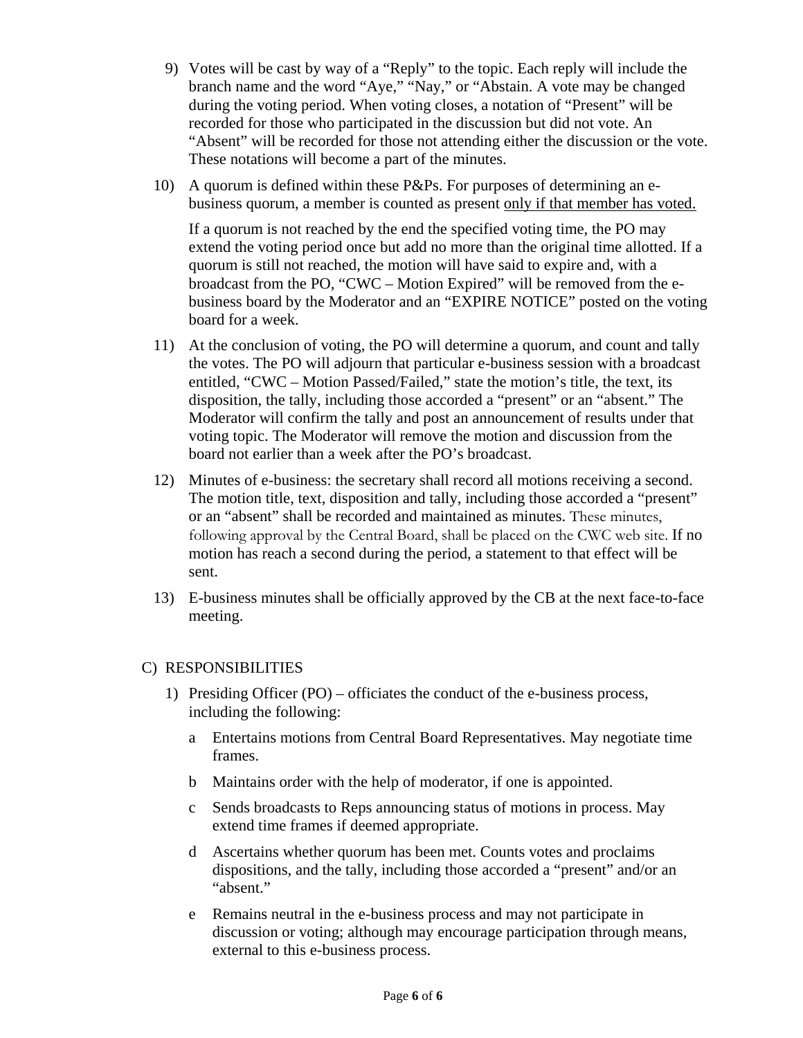9) Votes will be cast by way of a "Reply" to the topic. Each reply will include the branch name and the word "Aye," "Nay," or "Abstain. A vote may be changed during the voting period. When voting closes, a notation of "Present" will be recorded for those who participated in the discussion but did not vote. An "Absent" will be recorded for those not attending either the discussion or the vote. These notations will become a part of the minutes.

10) A quorum is defined within these P&Ps. For purposes of determining an e-business quorum, a member is counted as present <u>only if that member has voted.</u>

    If a quorum is not reached by the end the specified voting time, the PO may extend the voting period once but add no more than the original time allotted. If a quorum is still not reached, the motion will have said to expire and, with a broadcast from the PO, "CWC – Motion Expired" will be removed from the e-business board by the Moderator and an "EXPIRE NOTICE" posted on the voting board for a week.

11) At the conclusion of voting, the PO will determine a quorum, and count and tally the votes. The PO will adjourn that particular e-business session with a broadcast entitled, "CWC – Motion Passed/Failed," state the motion's title, the text, its disposition, the tally, including those accorded a "present" or an "absent." The Moderator will confirm the tally and post an announcement of results under that voting topic. The Moderator will remove the motion and discussion from the board not earlier than a week after the PO's broadcast.

12) Minutes of e-business: the secretary shall record all motions receiving a second. The motion title, text, disposition and tally, including those accorded a "present" or an "absent" shall be recorded and maintained as minutes. These minutes, following approval by the Central Board, shall be placed on the CWC web site. If no motion has reach a second during the period, a statement to that effect will be sent.

13) E-business minutes shall be officially approved by the CB at the next face-to-face meeting.

C) RESPONSIBILITIES

1) Presiding Officer (PO) – officiates the conduct of the e-business process, including the following:

    a Entertains motions from Central Board Representatives. May negotiate time frames.

    b Maintains order with the help of moderator, if one is appointed.

    c Sends broadcasts to Reps announcing status of motions in process. May extend time frames if deemed appropriate.

    d Ascertains whether quorum has been met. Counts votes and proclaims dispositions, and the tally, including those accorded a "present" and/or an "absent."

    e Remains neutral in the e-business process and may not participate in discussion or voting; although may encourage participation through means, external to this e-business process.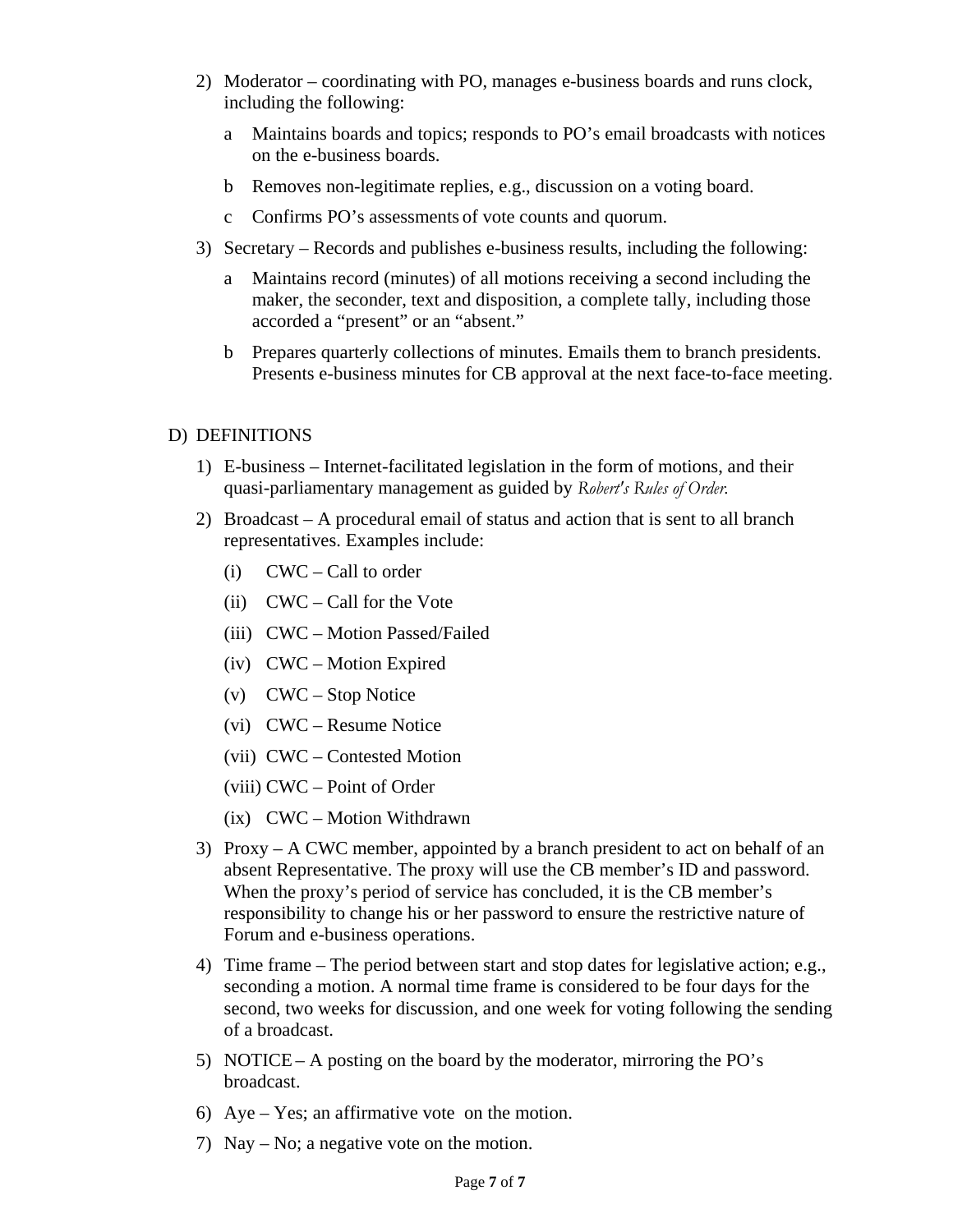2) Moderator – coordinating with PO, manages e-business boards and runs clock, including the following:

   a Maintains boards and topics; responds to PO's email broadcasts with notices on the e-business boards.

   b Removes non-legitimate replies, e.g., discussion on a voting board.

   c Confirms PO's assessments of vote counts and quorum.

3) Secretary – Records and publishes e-business results, including the following:

   a Maintains record (minutes) of all motions receiving a second including the maker, the seconder, text and disposition, a complete tally, including those accorded a "present" or an "absent."

   b Prepares quarterly collections of minutes. Emails them to branch presidents. Presents e-business minutes for CB approval at the next face-to-face meeting.

D) DEFINITIONS

1) E-business – Internet-facilitated legislation in the form of motions, and their quasi-parliamentary management as guided by *Robert's Rules of Order.*

2) Broadcast – A procedural email of status and action that is sent to all branch representatives. Examples include:

   (i) CWC – Call to order

   (ii) CWC – Call for the Vote

   (iii) CWC – Motion Passed/Failed

   (iv) CWC – Motion Expired

   (v) CWC – Stop Notice

   (vi) CWC – Resume Notice

   (vii) CWC – Contested Motion

   (viii) CWC – Point of Order

   (ix) CWC – Motion Withdrawn

3) Proxy – A CWC member, appointed by a branch president to act on behalf of an absent Representative. The proxy will use the CB member's ID and password. When the proxy's period of service has concluded, it is the CB member's responsibility to change his or her password to ensure the restrictive nature of Forum and e-business operations.

4) Time frame – The period between start and stop dates for legislative action; e.g., seconding a motion. A normal time frame is considered to be four days for the second, two weeks for discussion, and one week for voting following the sending of a broadcast.

5) NOTICE – A posting on the board by the moderator, mirroring the PO's broadcast.

6) Aye – Yes; an affirmative vote on the motion.

7) Nay – No; a negative vote on the motion.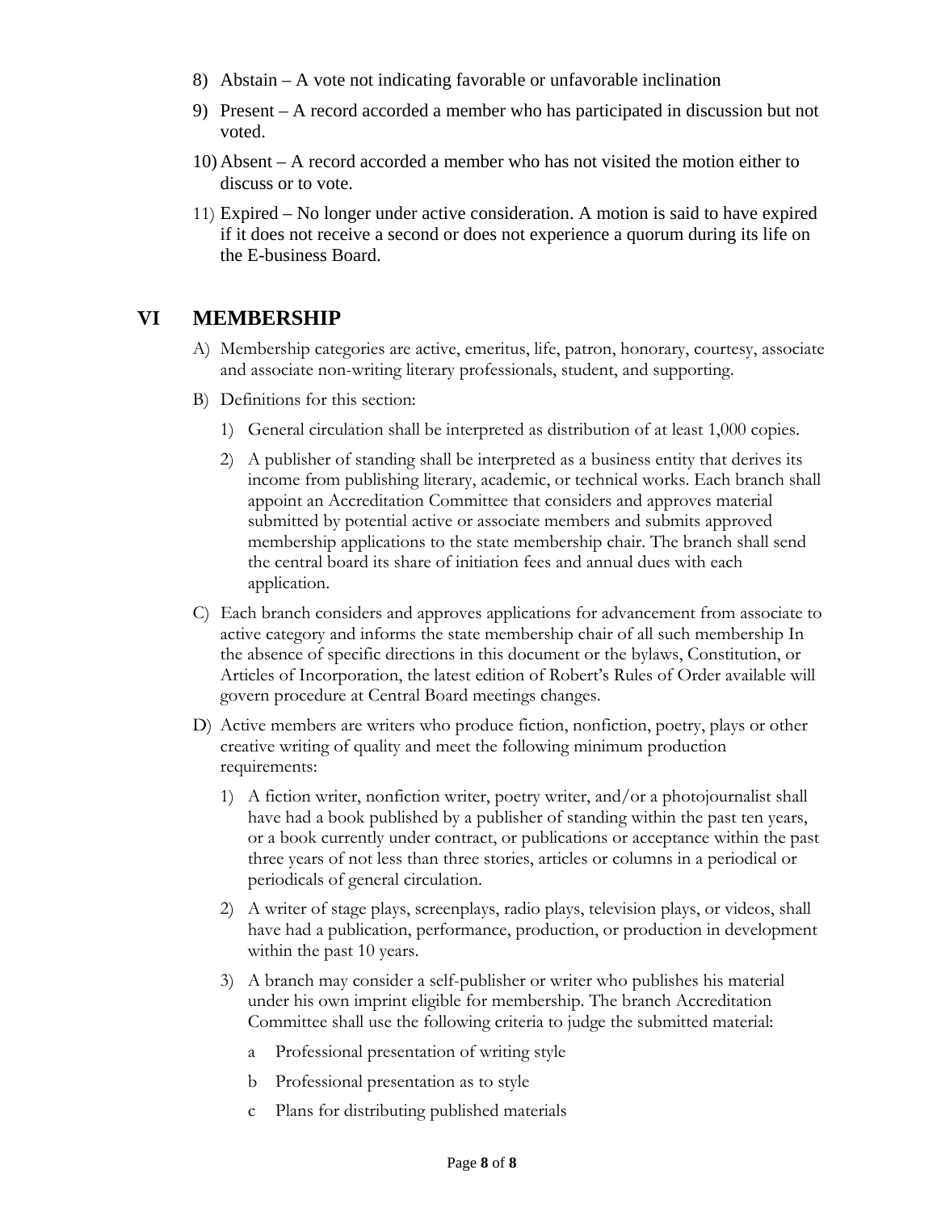8) Abstain – A vote not indicating favorable or unfavorable inclination

9) Present – A record accorded a member who has participated in discussion but not voted.

10) Absent – A record accorded a member who has not visited the motion either to discuss or to vote.

11) Expired – No longer under active consideration. A motion is said to have expired if it does not receive a second or does not experience a quorum during its life on the E-business Board.

## VI MEMBERSHIP

A) Membership categories are active, emeritus, life, patron, honorary, courtesy, associate and associate non-writing literary professionals, student, and supporting.

B) Definitions for this section:

   1) General circulation shall be interpreted as distribution of at least 1,000 copies.

   2) A publisher of standing shall be interpreted as a business entity that derives its income from publishing literary, academic, or technical works. Each branch shall appoint an Accreditation Committee that considers and approves material submitted by potential active or associate members and submits approved membership applications to the state membership chair. The branch shall send the central board its share of initiation fees and annual dues with each application.

C) Each branch considers and approves applications for advancement from associate to active category and informs the state membership chair of all such membership In the absence of specific directions in this document or the bylaws, Constitution, or Articles of Incorporation, the latest edition of Robert's Rules of Order available will govern procedure at Central Board meetings changes.

D) Active members are writers who produce fiction, nonfiction, poetry, plays or other creative writing of quality and meet the following minimum production requirements:

   1) A fiction writer, nonfiction writer, poetry writer, and/or a photojournalist shall have had a book published by a publisher of standing within the past ten years, or a book currently under contract, or publications or acceptance within the past three years of not less than three stories, articles or columns in a periodical or periodicals of general circulation.

   2) A writer of stage plays, screenplays, radio plays, television plays, or videos, shall have had a publication, performance, production, or production in development within the past 10 years.

   3) A branch may consider a self-publisher or writer who publishes his material under his own imprint eligible for membership. The branch Accreditation Committee shall use the following criteria to judge the submitted material:

      a Professional presentation of writing style

      b Professional presentation as to style

      c Plans for distributing published materials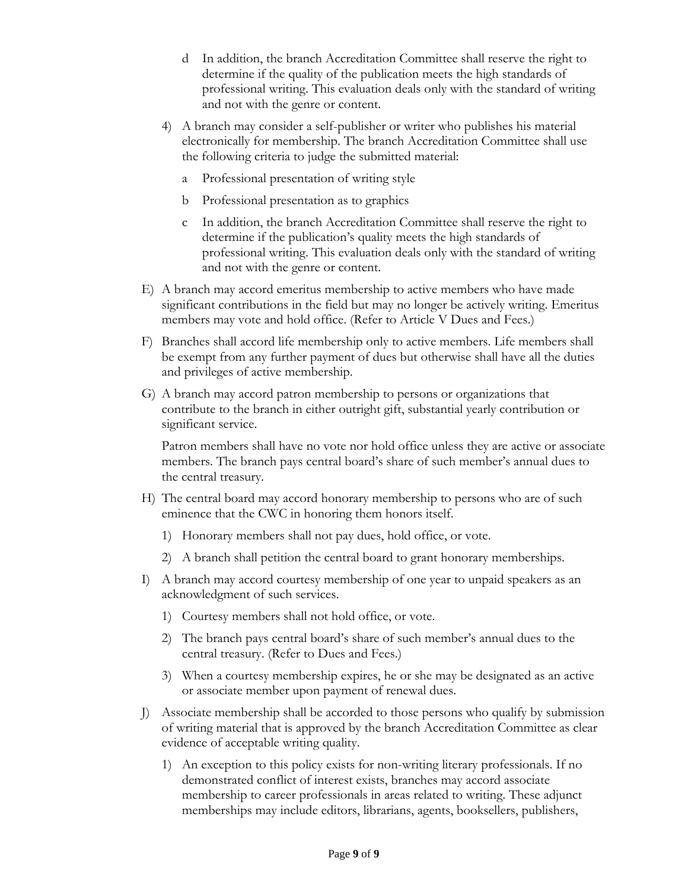d In addition, the branch Accreditation Committee shall reserve the right to determine if the quality of the publication meets the high standards of professional writing. This evaluation deals only with the standard of writing and not with the genre or content.

4) A branch may consider a self-publisher or writer who publishes his material electronically for membership. The branch Accreditation Committee shall use the following criteria to judge the submitted material:

  a Professional presentation of writing style

  b Professional presentation as to graphics

  c In addition, the branch Accreditation Committee shall reserve the right to determine if the publication's quality meets the high standards of professional writing. This evaluation deals only with the standard of writing and not with the genre or content.

E) A branch may accord emeritus membership to active members who have made significant contributions in the field but may no longer be actively writing. Emeritus members may vote and hold office. (Refer to Article V Dues and Fees.)

F) Branches shall accord life membership only to active members. Life members shall be exempt from any further payment of dues but otherwise shall have all the duties and privileges of active membership.

G) A branch may accord patron membership to persons or organizations that contribute to the branch in either outright gift, substantial yearly contribution or significant service.

Patron members shall have no vote nor hold office unless they are active or associate members. The branch pays central board's share of such member's annual dues to the central treasury.

H) The central board may accord honorary membership to persons who are of such eminence that the CWC in honoring them honors itself.

1) Honorary members shall not pay dues, hold office, or vote.

2) A branch shall petition the central board to grant honorary memberships.

I) A branch may accord courtesy membership of one year to unpaid speakers as an acknowledgment of such services.

1) Courtesy members shall not hold office, or vote.

2) The branch pays central board's share of such member's annual dues to the central treasury. (Refer to Dues and Fees.)

3) When a courtesy membership expires, he or she may be designated as an active or associate member upon payment of renewal dues.

J) Associate membership shall be accorded to those persons who qualify by submission of writing material that is approved by the branch Accreditation Committee as clear evidence of acceptable writing quality.

1) An exception to this policy exists for non-writing literary professionals. If no demonstrated conflict of interest exists, branches may accord associate membership to career professionals in areas related to writing. These adjunct memberships may include editors, librarians, agents, booksellers, publishers,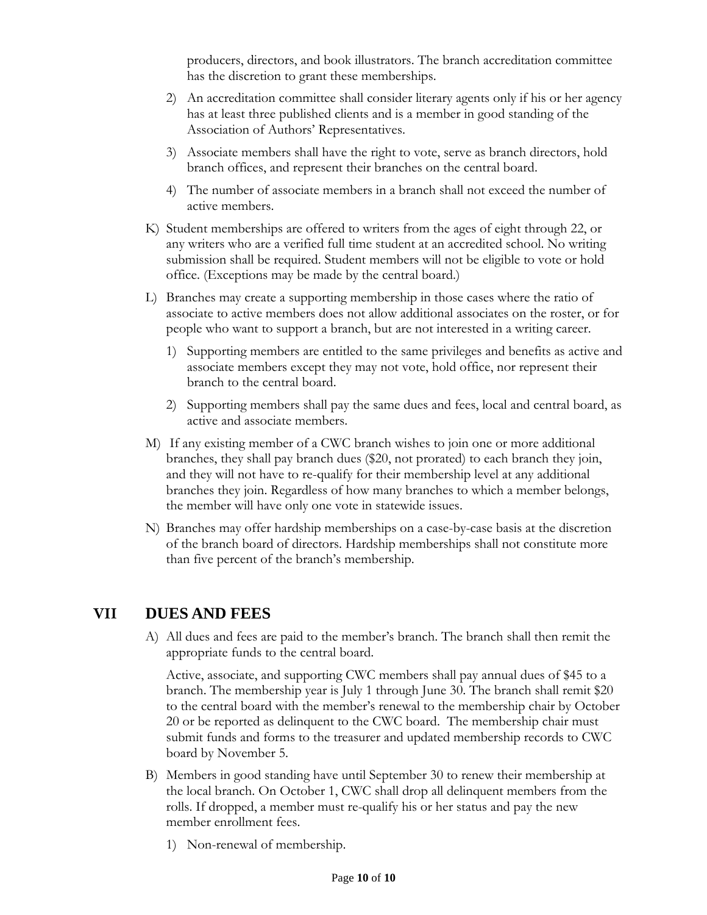producers, directors, and book illustrators. The branch accreditation committee has the discretion to grant these memberships.

2) An accreditation committee shall consider literary agents only if his or her agency has at least three published clients and is a member in good standing of the Association of Authors' Representatives.

3) Associate members shall have the right to vote, serve as branch directors, hold branch offices, and represent their branches on the central board.

4) The number of associate members in a branch shall not exceed the number of active members.

K) Student memberships are offered to writers from the ages of eight through 22, or any writers who are a verified full time student at an accredited school. No writing submission shall be required. Student members will not be eligible to vote or hold office. (Exceptions may be made by the central board.)

L) Branches may create a supporting membership in those cases where the ratio of associate to active members does not allow additional associates on the roster, or for people who want to support a branch, but are not interested in a writing career.

1) Supporting members are entitled to the same privileges and benefits as active and associate members except they may not vote, hold office, nor represent their branch to the central board.

2) Supporting members shall pay the same dues and fees, local and central board, as active and associate members.

M) If any existing member of a CWC branch wishes to join one or more additional branches, they shall pay branch dues ($20, not prorated) to each branch they join, and they will not have to re-qualify for their membership level at any additional branches they join. Regardless of how many branches to which a member belongs, the member will have only one vote in statewide issues.

N) Branches may offer hardship memberships on a case-by-case basis at the discretion of the branch board of directors. Hardship memberships shall not constitute more than five percent of the branch's membership.

## VII DUES AND FEES

A) All dues and fees are paid to the member's branch. The branch shall then remit the appropriate funds to the central board.

Active, associate, and supporting CWC members shall pay annual dues of $45 to a branch. The membership year is July 1 through June 30. The branch shall remit $20 to the central board with the member's renewal to the membership chair by October 20 or be reported as delinquent to the CWC board. The membership chair must submit funds and forms to the treasurer and updated membership records to CWC board by November 5.

B) Members in good standing have until September 30 to renew their membership at the local branch. On October 1, CWC shall drop all delinquent members from the rolls. If dropped, a member must re-qualify his or her status and pay the new member enrollment fees.

1) Non-renewal of membership.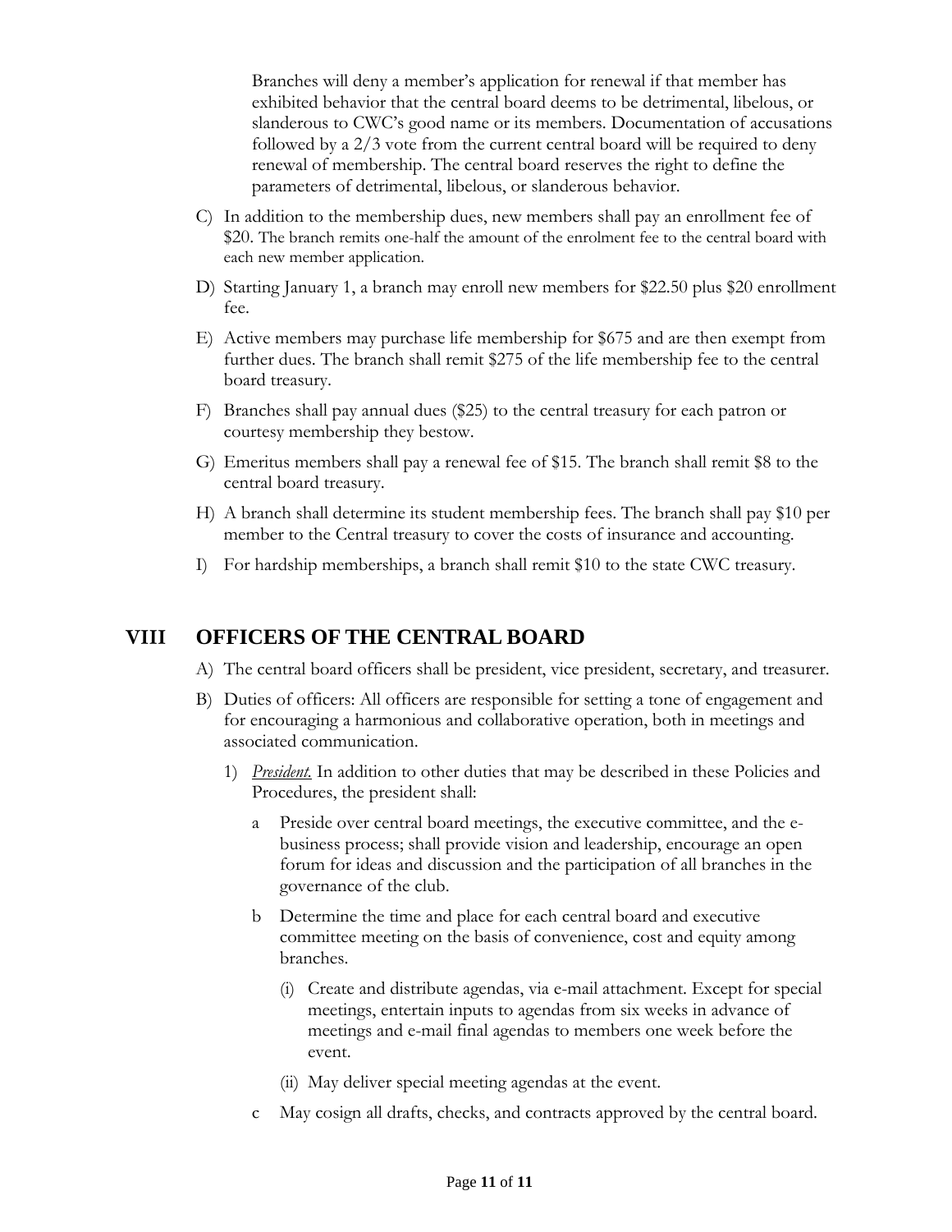Branches will deny a member's application for renewal if that member has exhibited behavior that the central board deems to be detrimental, libelous, or slanderous to CWC's good name or its members. Documentation of accusations followed by a 2/3 vote from the current central board will be required to deny renewal of membership. The central board reserves the right to define the parameters of detrimental, libelous, or slanderous behavior.

C) In addition to the membership dues, new members shall pay an enrollment fee of $20. The branch remits one-half the amount of the enrolment fee to the central board with each new member application.

D) Starting January 1, a branch may enroll new members for $22.50 plus $20 enrollment fee.

E) Active members may purchase life membership for $675 and are then exempt from further dues. The branch shall remit $275 of the life membership fee to the central board treasury.

F) Branches shall pay annual dues ($25) to the central treasury for each patron or courtesy membership they bestow.

G) Emeritus members shall pay a renewal fee of $15. The branch shall remit $8 to the central board treasury.

H) A branch shall determine its student membership fees. The branch shall pay $10 per member to the Central treasury to cover the costs of insurance and accounting.

I) For hardship memberships, a branch shall remit $10 to the state CWC treasury.

## VIII OFFICERS OF THE CENTRAL BOARD

A) The central board officers shall be president, vice president, secretary, and treasurer.

B) Duties of officers: All officers are responsible for setting a tone of engagement and for encouraging a harmonious and collaborative operation, both in meetings and associated communication.

1) *President.* In addition to other duties that may be described in these Policies and Procedures, the president shall:

   a Preside over central board meetings, the executive committee, and the e-business process; shall provide vision and leadership, encourage an open forum for ideas and discussion and the participation of all branches in the governance of the club.

   b Determine the time and place for each central board and executive committee meeting on the basis of convenience, cost and equity among branches.

      (i) Create and distribute agendas, via e-mail attachment. Except for special meetings, entertain inputs to agendas from six weeks in advance of meetings and e-mail final agendas to members one week before the event.

      (ii) May deliver special meeting agendas at the event.

   c May cosign all drafts, checks, and contracts approved by the central board.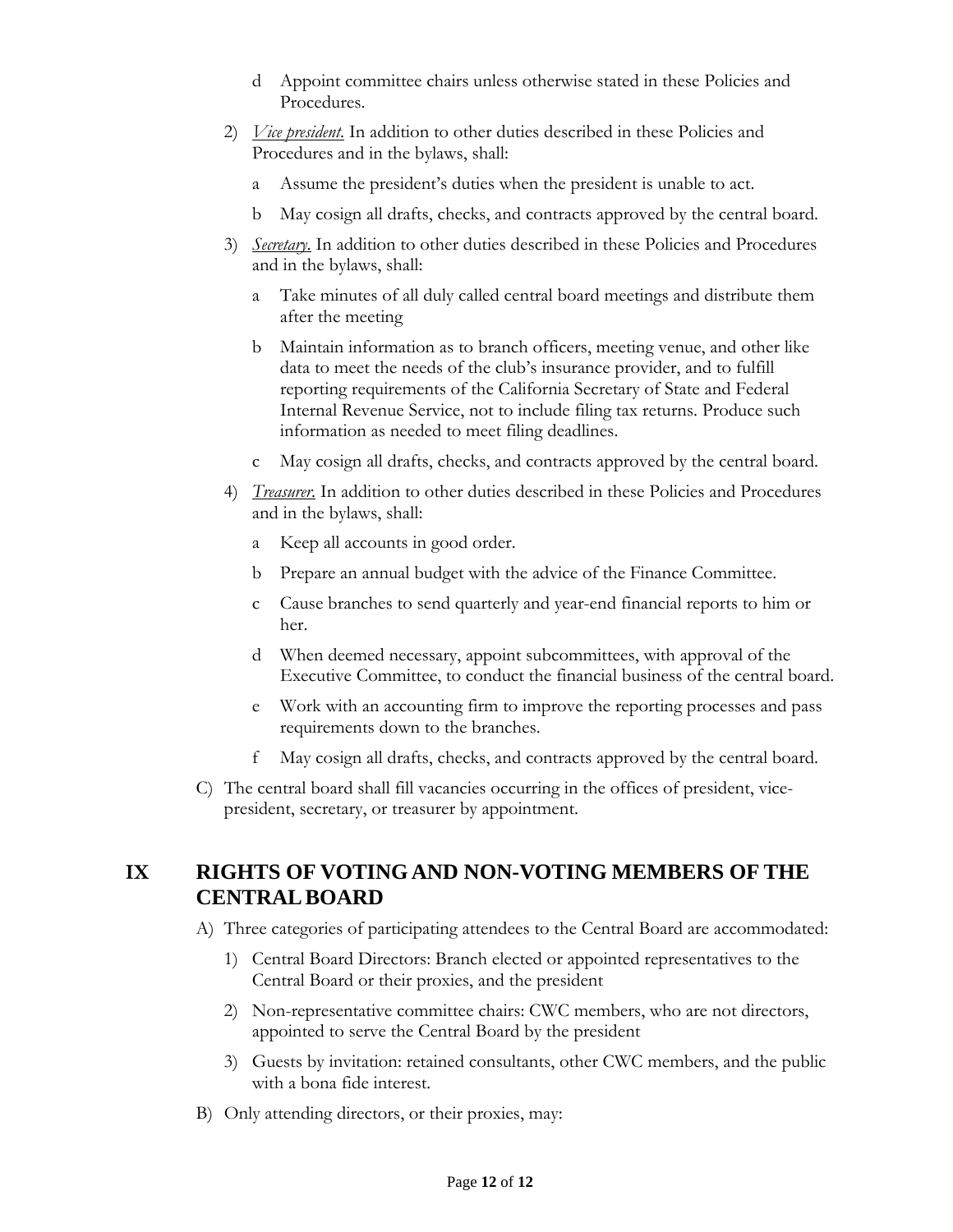d Appoint committee chairs unless otherwise stated in these Policies and Procedures.

2) *Vice president.* In addition to other duties described in these Policies and Procedures and in the bylaws, shall:

   a Assume the president's duties when the president is unable to act.

   b May cosign all drafts, checks, and contracts approved by the central board.

3) *Secretary.* In addition to other duties described in these Policies and Procedures and in the bylaws, shall:

   a Take minutes of all duly called central board meetings and distribute them after the meeting

   b Maintain information as to branch officers, meeting venue, and other like data to meet the needs of the club's insurance provider, and to fulfill reporting requirements of the California Secretary of State and Federal Internal Revenue Service, not to include filing tax returns. Produce such information as needed to meet filing deadlines.

   c May cosign all drafts, checks, and contracts approved by the central board.

4) *Treasurer.* In addition to other duties described in these Policies and Procedures and in the bylaws, shall:

   a Keep all accounts in good order.

   b Prepare an annual budget with the advice of the Finance Committee.

   c Cause branches to send quarterly and year-end financial reports to him or her.

   d When deemed necessary, appoint subcommittees, with approval of the Executive Committee, to conduct the financial business of the central board.

   e Work with an accounting firm to improve the reporting processes and pass requirements down to the branches.

   f May cosign all drafts, checks, and contracts approved by the central board.

C) The central board shall fill vacancies occurring in the offices of president, vice-president, secretary, or treasurer by appointment.

## IX RIGHTS OF VOTING AND NON-VOTING MEMBERS OF THE CENTRAL BOARD

A) Three categories of participating attendees to the Central Board are accommodated:

1) Central Board Directors: Branch elected or appointed representatives to the Central Board or their proxies, and the president

2) Non-representative committee chairs: CWC members, who are not directors, appointed to serve the Central Board by the president

3) Guests by invitation: retained consultants, other CWC members, and the public with a bona fide interest.

B) Only attending directors, or their proxies, may: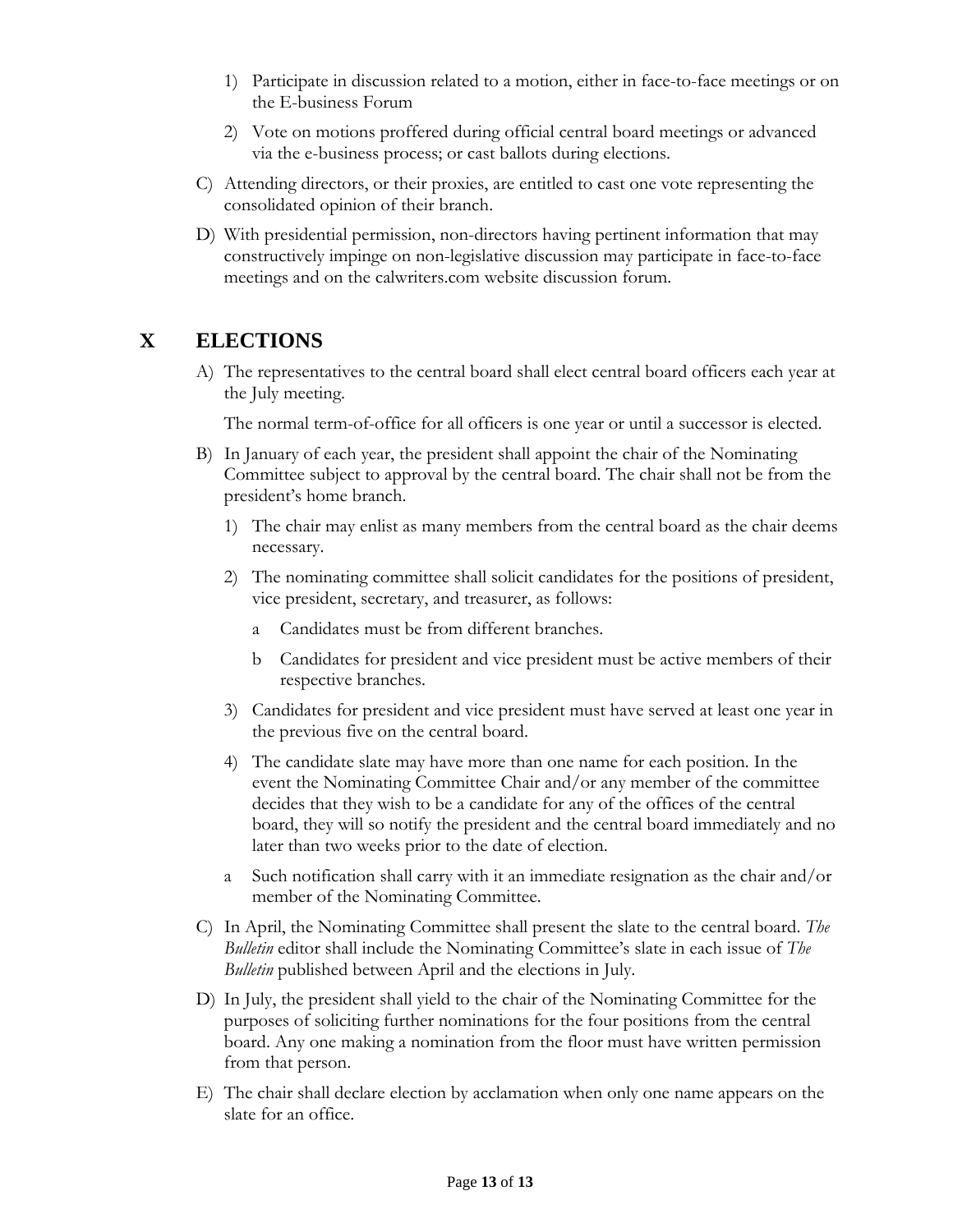1) Participate in discussion related to a motion, either in face-to-face meetings or on the E-business Forum

2) Vote on motions proffered during official central board meetings or advanced via the e-business process; or cast ballots during elections.

C) Attending directors, or their proxies, are entitled to cast one vote representing the consolidated opinion of their branch.

D) With presidential permission, non-directors having pertinent information that may constructively impinge on non-legislative discussion may participate in face-to-face meetings and on the calwriters.com website discussion forum.

# X ELECTIONS

A) The representatives to the central board shall elect central board officers each year at the July meeting.

The normal term-of-office for all officers is one year or until a successor is elected.

B) In January of each year, the president shall appoint the chair of the Nominating Committee subject to approval by the central board. The chair shall not be from the president's home branch.

1) The chair may enlist as many members from the central board as the chair deems necessary.

2) The nominating committee shall solicit candidates for the positions of president, vice president, secretary, and treasurer, as follows:

a Candidates must be from different branches.

b Candidates for president and vice president must be active members of their respective branches.

3) Candidates for president and vice president must have served at least one year in the previous five on the central board.

4) The candidate slate may have more than one name for each position. In the event the Nominating Committee Chair and/or any member of the committee decides that they wish to be a candidate for any of the offices of the central board, they will so notify the president and the central board immediately and no later than two weeks prior to the date of election.

a Such notification shall carry with it an immediate resignation as the chair and/or member of the Nominating Committee.

C) In April, the Nominating Committee shall present the slate to the central board. *The Bulletin* editor shall include the Nominating Committee's slate in each issue of *The Bulletin* published between April and the elections in July.

D) In July, the president shall yield to the chair of the Nominating Committee for the purposes of soliciting further nominations for the four positions from the central board. Any one making a nomination from the floor must have written permission from that person.

E) The chair shall declare election by acclamation when only one name appears on the slate for an office.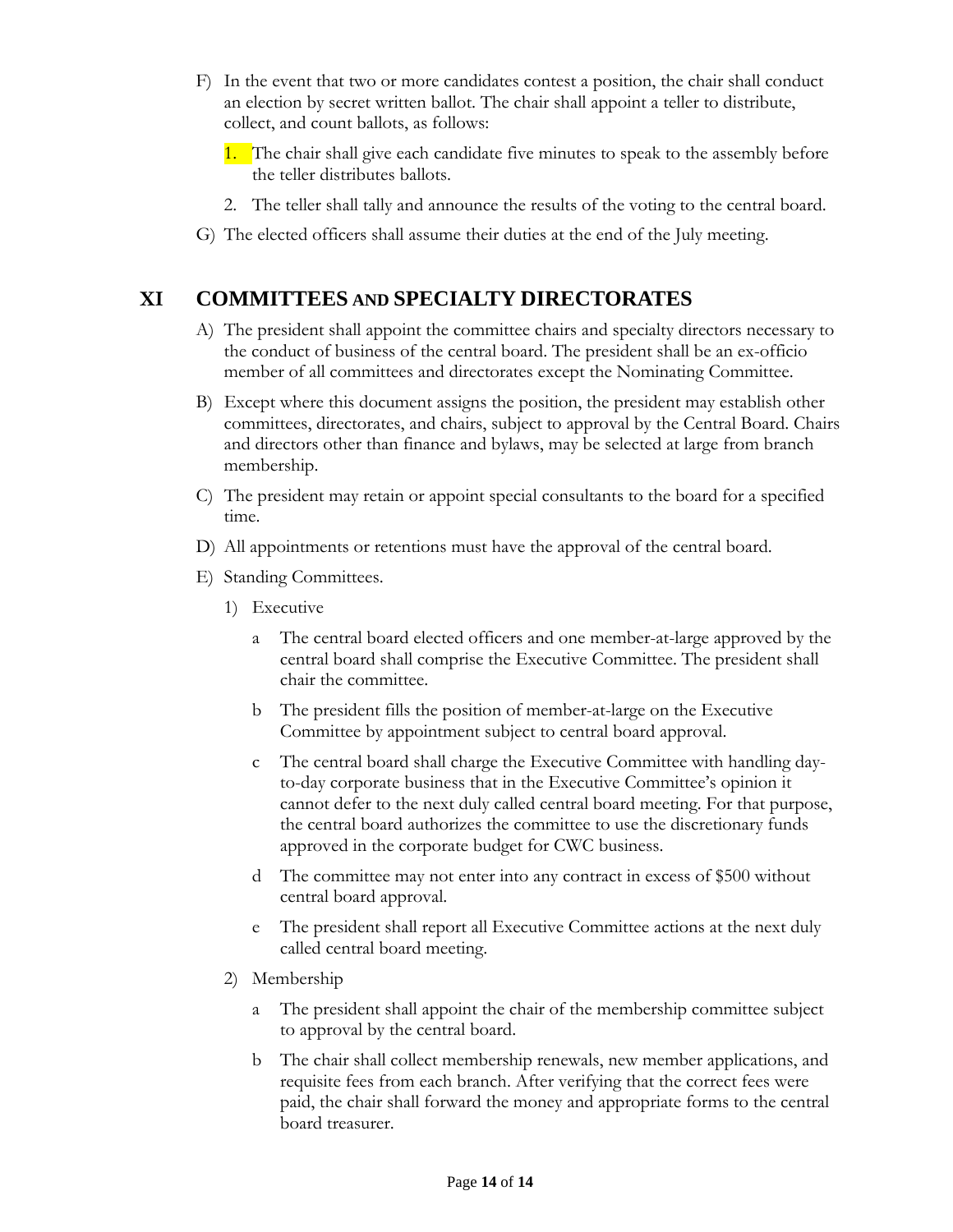F) In the event that two or more candidates contest a position, the chair shall conduct an election by secret written ballot. The chair shall appoint a teller to distribute, collect, and count ballots, as follows:

   1. The chair shall give each candidate five minutes to speak to the assembly before the teller distributes ballots.
   2. The teller shall tally and announce the results of the voting to the central board.

G) The elected officers shall assume their duties at the end of the July meeting.

## XI COMMITTEES AND SPECIALTY DIRECTORATES

A) The president shall appoint the committee chairs and specialty directors necessary to the conduct of business of the central board. The president shall be an ex-officio member of all committees and directorates except the Nominating Committee.

B) Except where this document assigns the position, the president may establish other committees, directorates, and chairs, subject to approval by the Central Board. Chairs and directors other than finance and bylaws, may be selected at large from branch membership.

C) The president may retain or appoint special consultants to the board for a specified time.

D) All appointments or retentions must have the approval of the central board.

E) Standing Committees.

   1) Executive

      a The central board elected officers and one member-at-large approved by the central board shall comprise the Executive Committee. The president shall chair the committee.

      b The president fills the position of member-at-large on the Executive Committee by appointment subject to central board approval.

      c The central board shall charge the Executive Committee with handling day-to-day corporate business that in the Executive Committee's opinion it cannot defer to the next duly called central board meeting. For that purpose, the central board authorizes the committee to use the discretionary funds approved in the corporate budget for CWC business.

      d The committee may not enter into any contract in excess of $500 without central board approval.

      e The president shall report all Executive Committee actions at the next duly called central board meeting.

   2) Membership

      a The president shall appoint the chair of the membership committee subject to approval by the central board.

      b The chair shall collect membership renewals, new member applications, and requisite fees from each branch. After verifying that the correct fees were paid, the chair shall forward the money and appropriate forms to the central board treasurer.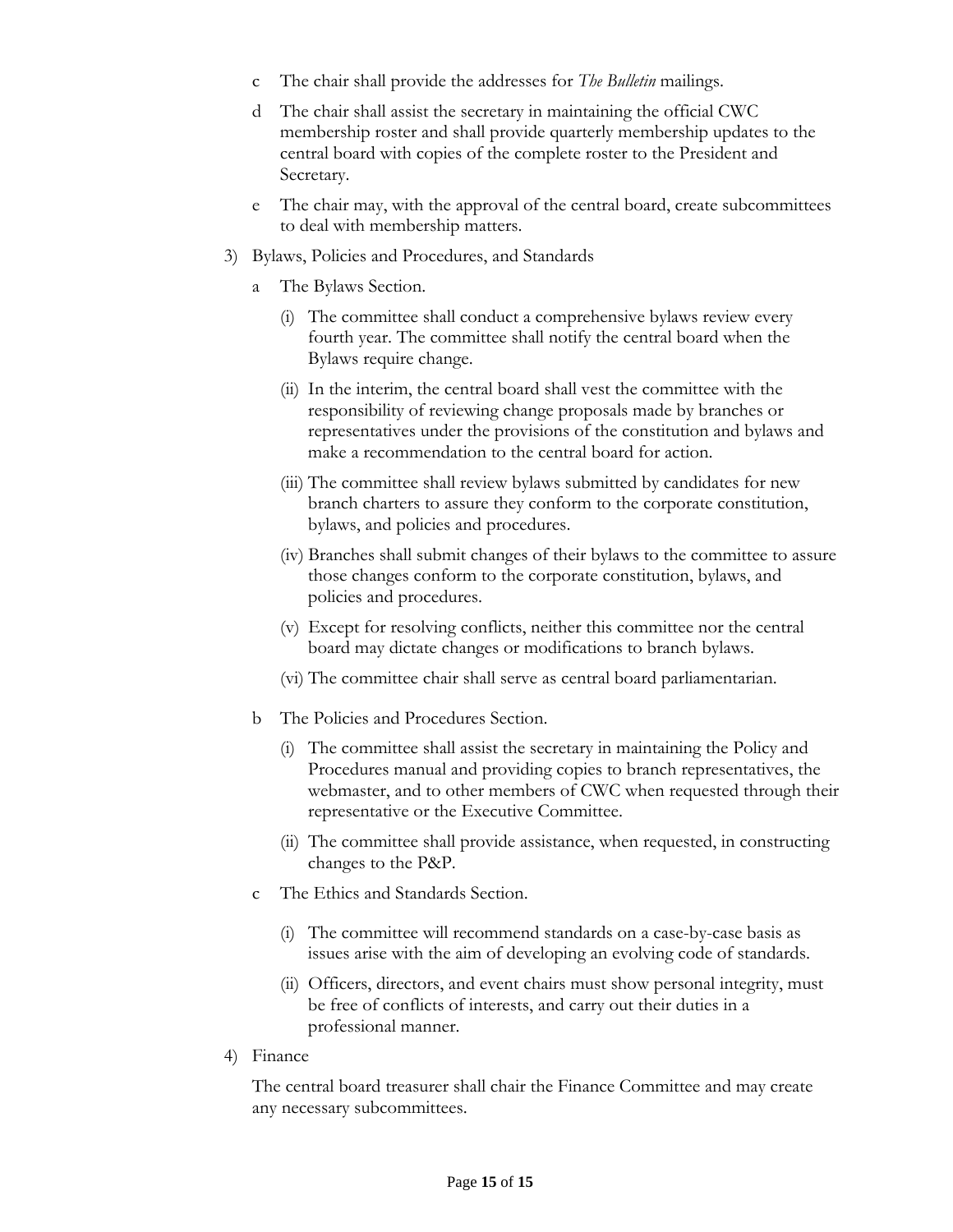c The chair shall provide the addresses for *The Bulletin* mailings.

d The chair shall assist the secretary in maintaining the official CWC membership roster and shall provide quarterly membership updates to the central board with copies of the complete roster to the President and Secretary.

e The chair may, with the approval of the central board, create subcommittees to deal with membership matters.

3) Bylaws, Policies and Procedures, and Standards

   a The Bylaws Section.

      (i) The committee shall conduct a comprehensive bylaws review every fourth year. The committee shall notify the central board when the Bylaws require change.

      (ii) In the interim, the central board shall vest the committee with the responsibility of reviewing change proposals made by branches or representatives under the provisions of the constitution and bylaws and make a recommendation to the central board for action.

      (iii) The committee shall review bylaws submitted by candidates for new branch charters to assure they conform to the corporate constitution, bylaws, and policies and procedures.

      (iv) Branches shall submit changes of their bylaws to the committee to assure those changes conform to the corporate constitution, bylaws, and policies and procedures.

      (v) Except for resolving conflicts, neither this committee nor the central board may dictate changes or modifications to branch bylaws.

      (vi) The committee chair shall serve as central board parliamentarian.

   b The Policies and Procedures Section.

      (i) The committee shall assist the secretary in maintaining the Policy and Procedures manual and providing copies to branch representatives, the webmaster, and to other members of CWC when requested through their representative or the Executive Committee.

      (ii) The committee shall provide assistance, when requested, in constructing changes to the P&P.

   c The Ethics and Standards Section.

      (i) The committee will recommend standards on a case-by-case basis as issues arise with the aim of developing an evolving code of standards.

      (ii) Officers, directors, and event chairs must show personal integrity, must be free of conflicts of interests, and carry out their duties in a professional manner.

4) Finance

   The central board treasurer shall chair the Finance Committee and may create any necessary subcommittees.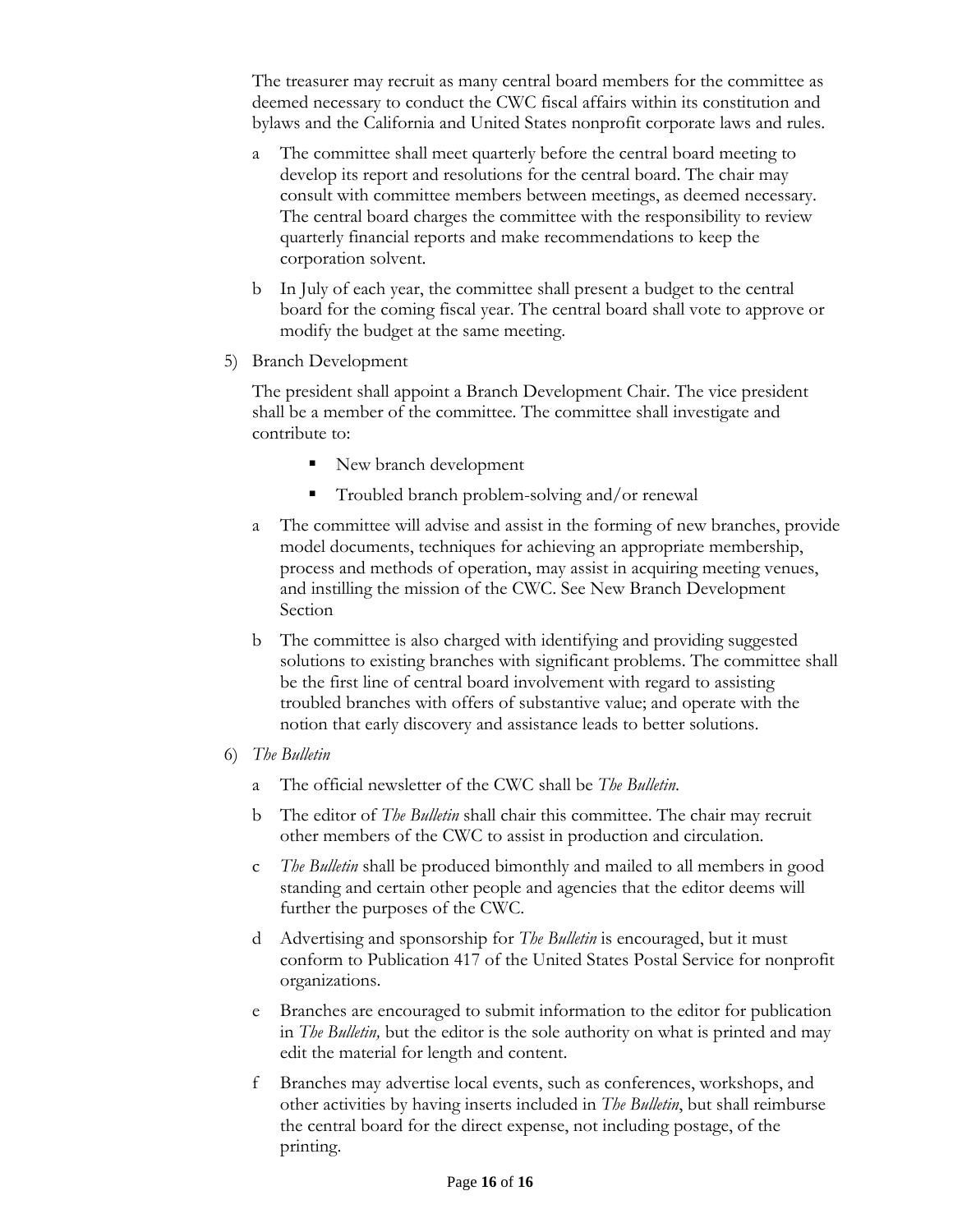The treasurer may recruit as many central board members for the committee as deemed necessary to conduct the CWC fiscal affairs within its constitution and bylaws and the California and United States nonprofit corporate laws and rules.

a The committee shall meet quarterly before the central board meeting to develop its report and resolutions for the central board. The chair may consult with committee members between meetings, as deemed necessary. The central board charges the committee with the responsibility to review quarterly financial reports and make recommendations to keep the corporation solvent.

b In July of each year, the committee shall present a budget to the central board for the coming fiscal year. The central board shall vote to approve or modify the budget at the same meeting.

5) Branch Development

The president shall appoint a Branch Development Chair. The vice president shall be a member of the committee. The committee shall investigate and contribute to:

- New branch development
- Troubled branch problem-solving and/or renewal

a The committee will advise and assist in the forming of new branches, provide model documents, techniques for achieving an appropriate membership, process and methods of operation, may assist in acquiring meeting venues, and instilling the mission of the CWC. See New Branch Development Section

b The committee is also charged with identifying and providing suggested solutions to existing branches with significant problems. The committee shall be the first line of central board involvement with regard to assisting troubled branches with offers of substantive value; and operate with the notion that early discovery and assistance leads to better solutions.

6) *The Bulletin*

a The official newsletter of the CWC shall be *The Bulletin*.

b The editor of *The Bulletin* shall chair this committee. The chair may recruit other members of the CWC to assist in production and circulation.

c *The Bulletin* shall be produced bimonthly and mailed to all members in good standing and certain other people and agencies that the editor deems will further the purposes of the CWC.

d Advertising and sponsorship for *The Bulletin* is encouraged, but it must conform to Publication 417 of the United States Postal Service for nonprofit organizations.

e Branches are encouraged to submit information to the editor for publication in *The Bulletin,* but the editor is the sole authority on what is printed and may edit the material for length and content.

f Branches may advertise local events, such as conferences, workshops, and other activities by having inserts included in *The Bulletin*, but shall reimburse the central board for the direct expense, not including postage, of the printing.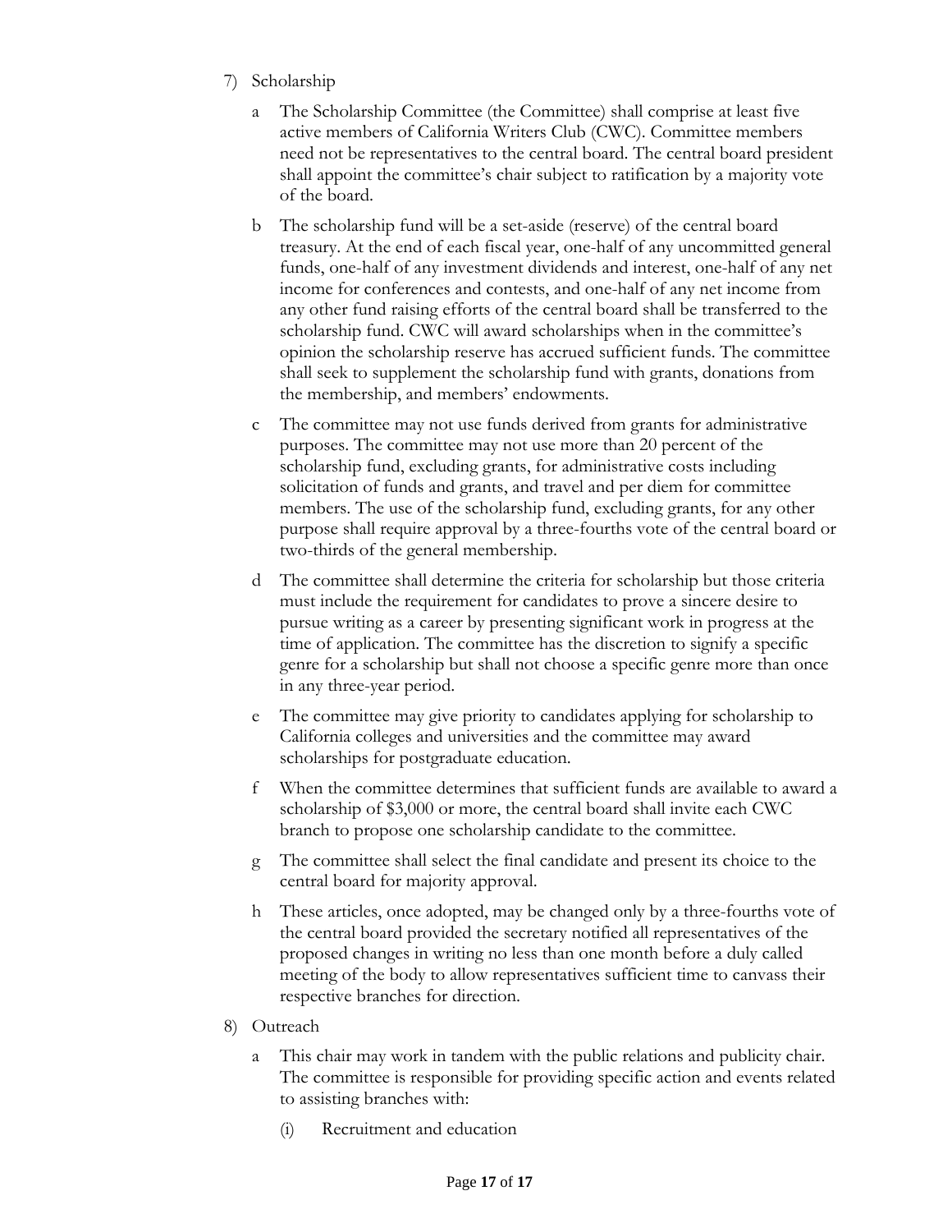7) Scholarship

   a The Scholarship Committee (the Committee) shall comprise at least five active members of California Writers Club (CWC). Committee members need not be representatives to the central board. The central board president shall appoint the committee's chair subject to ratification by a majority vote of the board.

   b The scholarship fund will be a set-aside (reserve) of the central board treasury. At the end of each fiscal year, one-half of any uncommitted general funds, one-half of any investment dividends and interest, one-half of any net income for conferences and contests, and one-half of any net income from any other fund raising efforts of the central board shall be transferred to the scholarship fund. CWC will award scholarships when in the committee's opinion the scholarship reserve has accrued sufficient funds. The committee shall seek to supplement the scholarship fund with grants, donations from the membership, and members' endowments.

   c The committee may not use funds derived from grants for administrative purposes. The committee may not use more than 20 percent of the scholarship fund, excluding grants, for administrative costs including solicitation of funds and grants, and travel and per diem for committee members. The use of the scholarship fund, excluding grants, for any other purpose shall require approval by a three-fourths vote of the central board or two-thirds of the general membership.

   d The committee shall determine the criteria for scholarship but those criteria must include the requirement for candidates to prove a sincere desire to pursue writing as a career by presenting significant work in progress at the time of application. The committee has the discretion to signify a specific genre for a scholarship but shall not choose a specific genre more than once in any three-year period.

   e The committee may give priority to candidates applying for scholarship to California colleges and universities and the committee may award scholarships for postgraduate education.

   f When the committee determines that sufficient funds are available to award a scholarship of $3,000 or more, the central board shall invite each CWC branch to propose one scholarship candidate to the committee.

   g The committee shall select the final candidate and present its choice to the central board for majority approval.

   h These articles, once adopted, may be changed only by a three-fourths vote of the central board provided the secretary notified all representatives of the proposed changes in writing no less than one month before a duly called meeting of the body to allow representatives sufficient time to canvass their respective branches for direction.

8) Outreach

   a This chair may work in tandem with the public relations and publicity chair. The committee is responsible for providing specific action and events related to assisting branches with:

      (i) Recruitment and education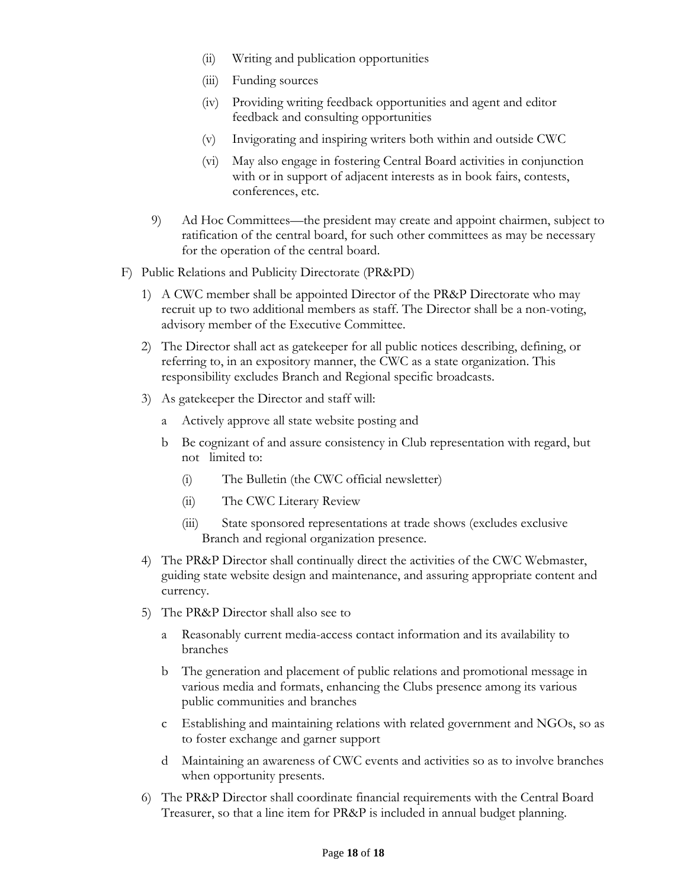(ii) Writing and publication opportunities

(iii) Funding sources

(iv) Providing writing feedback opportunities and agent and editor feedback and consulting opportunities

(v) Invigorating and inspiring writers both within and outside CWC

(vi) May also engage in fostering Central Board activities in conjunction with or in support of adjacent interests as in book fairs, contests, conferences, etc.

9) Ad Hoc Committees—the president may create and appoint chairmen, subject to ratification of the central board, for such other committees as may be necessary for the operation of the central board.

F) Public Relations and Publicity Directorate (PR&PD)

1) A CWC member shall be appointed Director of the PR&P Directorate who may recruit up to two additional members as staff. The Director shall be a non-voting, advisory member of the Executive Committee.

2) The Director shall act as gatekeeper for all public notices describing, defining, or referring to, in an expository manner, the CWC as a state organization. This responsibility excludes Branch and Regional specific broadcasts.

3) As gatekeeper the Director and staff will:

a Actively approve all state website posting and

b Be cognizant of and assure consistency in Club representation with regard, but not limited to:

(i) The Bulletin (the CWC official newsletter)

(ii) The CWC Literary Review

(iii) State sponsored representations at trade shows (excludes exclusive Branch and regional organization presence.

4) The PR&P Director shall continually direct the activities of the CWC Webmaster, guiding state website design and maintenance, and assuring appropriate content and currency.

5) The PR&P Director shall also see to

a Reasonably current media-access contact information and its availability to branches

b The generation and placement of public relations and promotional message in various media and formats, enhancing the Clubs presence among its various public communities and branches

c Establishing and maintaining relations with related government and NGOs, so as to foster exchange and garner support

d Maintaining an awareness of CWC events and activities so as to involve branches when opportunity presents.

6) The PR&P Director shall coordinate financial requirements with the Central Board Treasurer, so that a line item for PR&P is included in annual budget planning.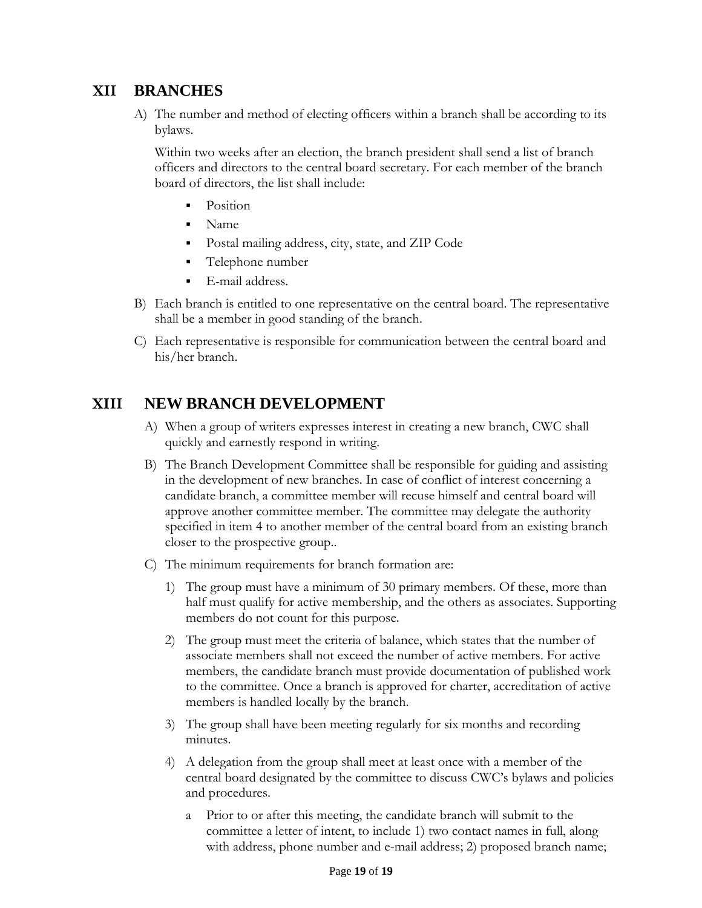## XII BRANCHES

A) The number and method of electing officers within a branch shall be according to its bylaws.

   Within two weeks after an election, the branch president shall send a list of branch officers and directors to the central board secretary. For each member of the branch board of directors, the list shall include:

   - Position
   - Name
   - Postal mailing address, city, state, and ZIP Code
   - Telephone number
   - E-mail address.

B) Each branch is entitled to one representative on the central board. The representative shall be a member in good standing of the branch.

C) Each representative is responsible for communication between the central board and his/her branch.

## XIII NEW BRANCH DEVELOPMENT

A) When a group of writers expresses interest in creating a new branch, CWC shall quickly and earnestly respond in writing.

B) The Branch Development Committee shall be responsible for guiding and assisting in the development of new branches. In case of conflict of interest concerning a candidate branch, a committee member will recuse himself and central board will approve another committee member. The committee may delegate the authority specified in item 4 to another member of the central board from an existing branch closer to the prospective group..

C) The minimum requirements for branch formation are:

   1) The group must have a minimum of 30 primary members. Of these, more than half must qualify for active membership, and the others as associates. Supporting members do not count for this purpose.

   2) The group must meet the criteria of balance, which states that the number of associate members shall not exceed the number of active members. For active members, the candidate branch must provide documentation of published work to the committee. Once a branch is approved for charter, accreditation of active members is handled locally by the branch.

   3) The group shall have been meeting regularly for six months and recording minutes.

   4) A delegation from the group shall meet at least once with a member of the central board designated by the committee to discuss CWC's bylaws and policies and procedures.

      a Prior to or after this meeting, the candidate branch will submit to the committee a letter of intent, to include 1) two contact names in full, along with address, phone number and e-mail address; 2) proposed branch name;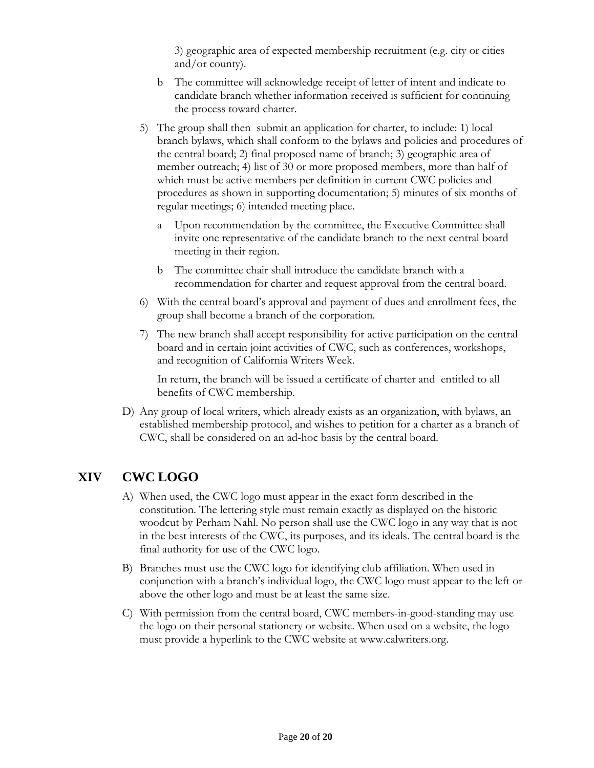3) geographic area of expected membership recruitment (e.g. city or cities and/or county).

b The committee will acknowledge receipt of letter of intent and indicate to candidate branch whether information received is sufficient for continuing the process toward charter.

5) The group shall then submit an application for charter, to include: 1) local branch bylaws, which shall conform to the bylaws and policies and procedures of the central board; 2) final proposed name of branch; 3) geographic area of member outreach; 4) list of 30 or more proposed members, more than half of which must be active members per definition in current CWC policies and procedures as shown in supporting documentation; 5) minutes of six months of regular meetings; 6) intended meeting place.

   a Upon recommendation by the committee, the Executive Committee shall invite one representative of the candidate branch to the next central board meeting in their region.

   b The committee chair shall introduce the candidate branch with a recommendation for charter and request approval from the central board.

6) With the central board's approval and payment of dues and enrollment fees, the group shall become a branch of the corporation.

7) The new branch shall accept responsibility for active participation on the central board and in certain joint activities of CWC, such as conferences, workshops, and recognition of California Writers Week.

   In return, the branch will be issued a certificate of charter and entitled to all benefits of CWC membership.

D) Any group of local writers, which already exists as an organization, with bylaws, an established membership protocol, and wishes to petition for a charter as a branch of CWC, shall be considered on an ad-hoc basis by the central board.

# XIV CWC LOGO

A) When used, the CWC logo must appear in the exact form described in the constitution. The lettering style must remain exactly as displayed on the historic woodcut by Perham Nahl. No person shall use the CWC logo in any way that is not in the best interests of the CWC, its purposes, and its ideals. The central board is the final authority for use of the CWC logo.

B) Branches must use the CWC logo for identifying club affiliation. When used in conjunction with a branch's individual logo, the CWC logo must appear to the left or above the other logo and must be at least the same size.

C) With permission from the central board, CWC members-in-good-standing may use the logo on their personal stationery or website. When used on a website, the logo must provide a hyperlink to the CWC website at www.calwriters.org.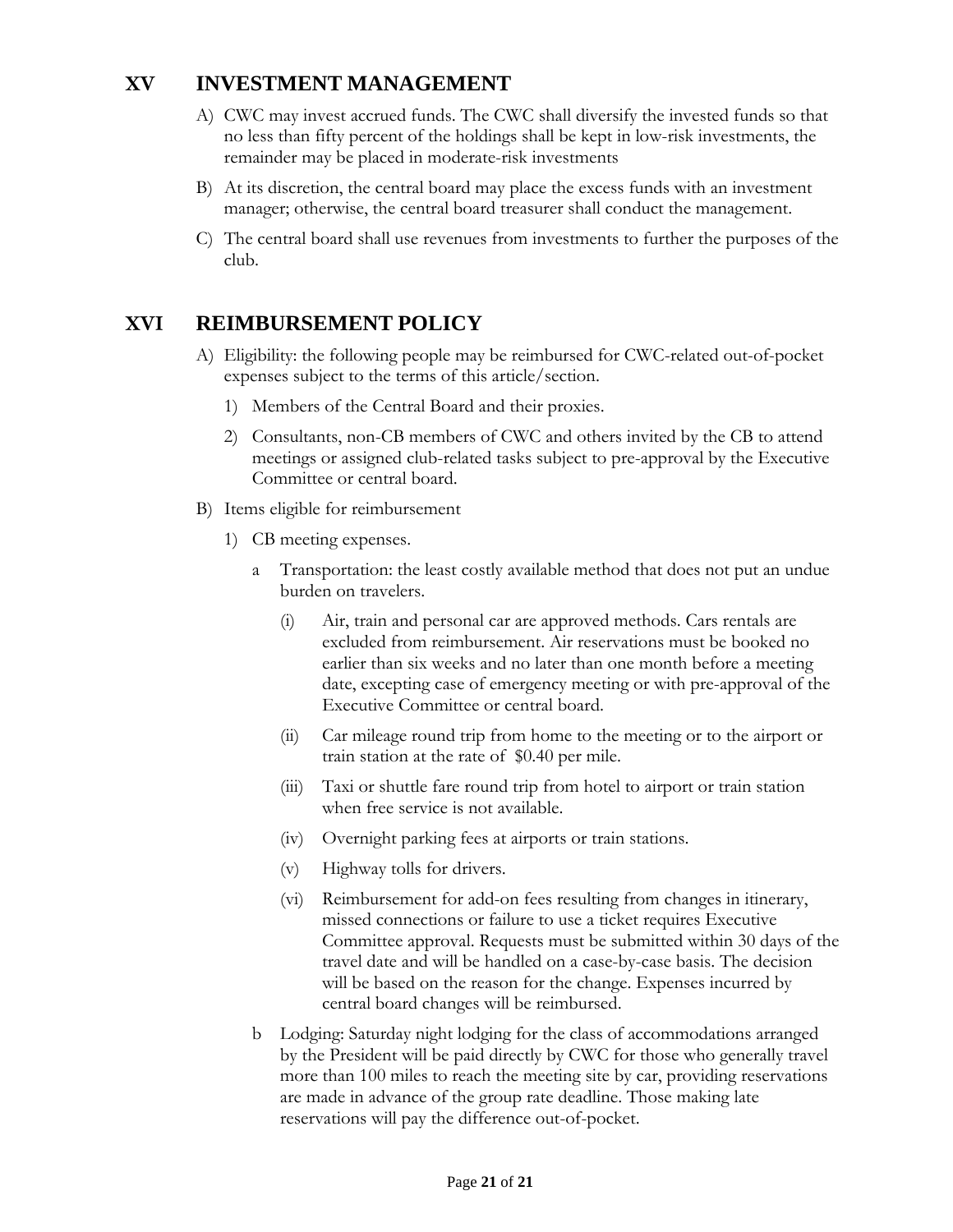## XV INVESTMENT MANAGEMENT

A) CWC may invest accrued funds. The CWC shall diversify the invested funds so that no less than fifty percent of the holdings shall be kept in low-risk investments, the remainder may be placed in moderate-risk investments

B) At its discretion, the central board may place the excess funds with an investment manager; otherwise, the central board treasurer shall conduct the management.

C) The central board shall use revenues from investments to further the purposes of the club.

## XVI REIMBURSEMENT POLICY

A) Eligibility: the following people may be reimbursed for CWC-related out-of-pocket expenses subject to the terms of this article/section.

1) Members of the Central Board and their proxies.

2) Consultants, non-CB members of CWC and others invited by the CB to attend meetings or assigned club-related tasks subject to pre-approval by the Executive Committee or central board.

B) Items eligible for reimbursement

1) CB meeting expenses.

a Transportation: the least costly available method that does not put an undue burden on travelers.

(i) Air, train and personal car are approved methods. Cars rentals are excluded from reimbursement. Air reservations must be booked no earlier than six weeks and no later than one month before a meeting date, excepting case of emergency meeting or with pre-approval of the Executive Committee or central board.

(ii) Car mileage round trip from home to the meeting or to the airport or train station at the rate of $0.40 per mile.

(iii) Taxi or shuttle fare round trip from hotel to airport or train station when free service is not available.

(iv) Overnight parking fees at airports or train stations.

(v) Highway tolls for drivers.

(vi) Reimbursement for add-on fees resulting from changes in itinerary, missed connections or failure to use a ticket requires Executive Committee approval. Requests must be submitted within 30 days of the travel date and will be handled on a case-by-case basis. The decision will be based on the reason for the change. Expenses incurred by central board changes will be reimbursed.

b Lodging: Saturday night lodging for the class of accommodations arranged by the President will be paid directly by CWC for those who generally travel more than 100 miles to reach the meeting site by car, providing reservations are made in advance of the group rate deadline. Those making late reservations will pay the difference out-of-pocket.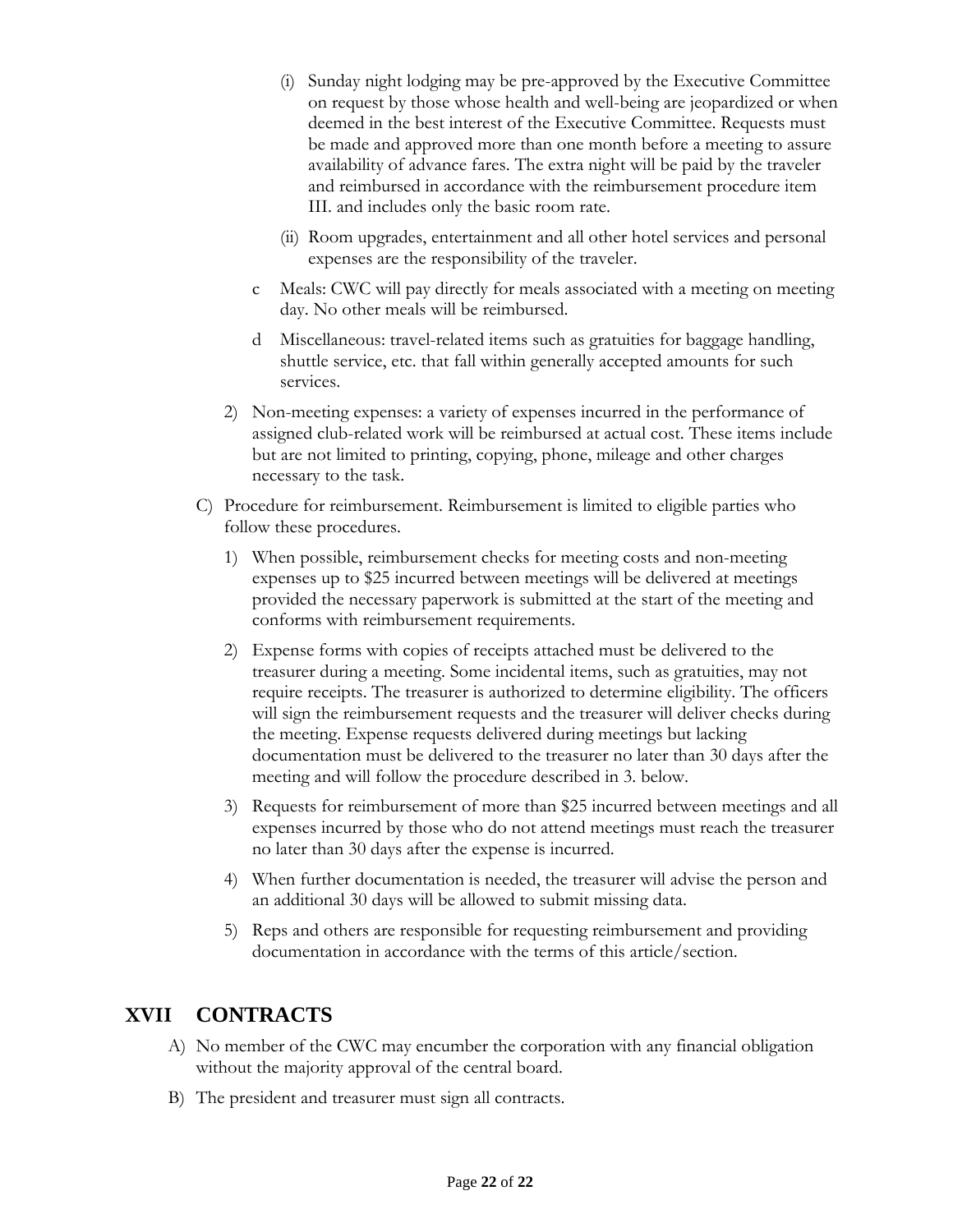(i) Sunday night lodging may be pre-approved by the Executive Committee on request by those whose health and well-being are jeopardized or when deemed in the best interest of the Executive Committee. Requests must be made and approved more than one month before a meeting to assure availability of advance fares. The extra night will be paid by the traveler and reimbursed in accordance with the reimbursement procedure item III. and includes only the basic room rate.

(ii) Room upgrades, entertainment and all other hotel services and personal expenses are the responsibility of the traveler.

c Meals: CWC will pay directly for meals associated with a meeting on meeting day. No other meals will be reimbursed.

d Miscellaneous: travel-related items such as gratuities for baggage handling, shuttle service, etc. that fall within generally accepted amounts for such services.

2) Non-meeting expenses: a variety of expenses incurred in the performance of assigned club-related work will be reimbursed at actual cost. These items include but are not limited to printing, copying, phone, mileage and other charges necessary to the task.

C) Procedure for reimbursement. Reimbursement is limited to eligible parties who follow these procedures.

1) When possible, reimbursement checks for meeting costs and non-meeting expenses up to $25 incurred between meetings will be delivered at meetings provided the necessary paperwork is submitted at the start of the meeting and conforms with reimbursement requirements.

2) Expense forms with copies of receipts attached must be delivered to the treasurer during a meeting. Some incidental items, such as gratuities, may not require receipts. The treasurer is authorized to determine eligibility. The officers will sign the reimbursement requests and the treasurer will deliver checks during the meeting. Expense requests delivered during meetings but lacking documentation must be delivered to the treasurer no later than 30 days after the meeting and will follow the procedure described in 3. below.

3) Requests for reimbursement of more than $25 incurred between meetings and all expenses incurred by those who do not attend meetings must reach the treasurer no later than 30 days after the expense is incurred.

4) When further documentation is needed, the treasurer will advise the person and an additional 30 days will be allowed to submit missing data.

5) Reps and others are responsible for requesting reimbursement and providing documentation in accordance with the terms of this article/section.

## XVII CONTRACTS

A) No member of the CWC may encumber the corporation with any financial obligation without the majority approval of the central board.

B) The president and treasurer must sign all contracts.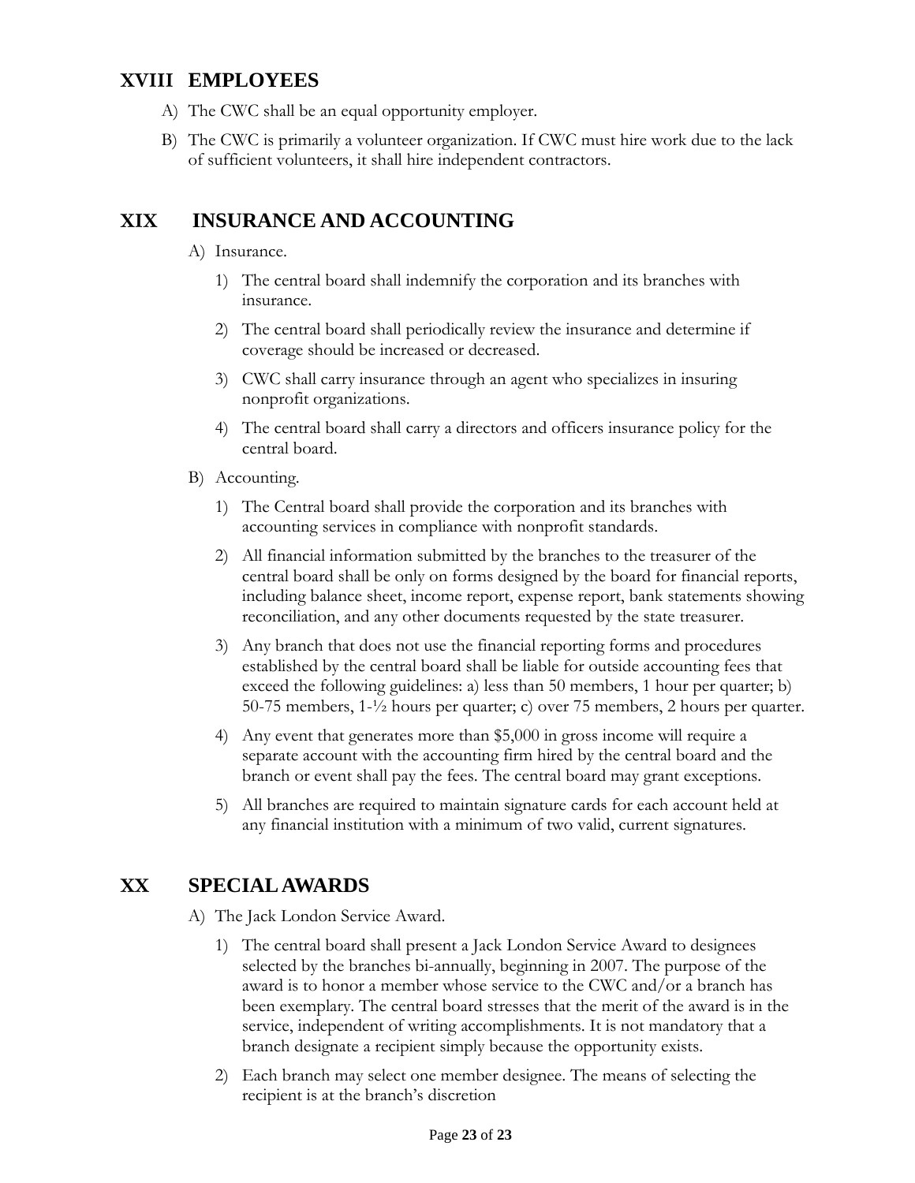## XVIII EMPLOYEES

A) The CWC shall be an equal opportunity employer.

B) The CWC is primarily a volunteer organization. If CWC must hire work due to the lack of sufficient volunteers, it shall hire independent contractors.

## XIX INSURANCE AND ACCOUNTING

A) Insurance.

1) The central board shall indemnify the corporation and its branches with insurance.

2) The central board shall periodically review the insurance and determine if coverage should be increased or decreased.

3) CWC shall carry insurance through an agent who specializes in insuring nonprofit organizations.

4) The central board shall carry a directors and officers insurance policy for the central board.

B) Accounting.

1) The Central board shall provide the corporation and its branches with accounting services in compliance with nonprofit standards.

2) All financial information submitted by the branches to the treasurer of the central board shall be only on forms designed by the board for financial reports, including balance sheet, income report, expense report, bank statements showing reconciliation, and any other documents requested by the state treasurer.

3) Any branch that does not use the financial reporting forms and procedures established by the central board shall be liable for outside accounting fees that exceed the following guidelines: a) less than 50 members, 1 hour per quarter; b) 50-75 members, 1-½ hours per quarter; c) over 75 members, 2 hours per quarter.

4) Any event that generates more than $5,000 in gross income will require a separate account with the accounting firm hired by the central board and the branch or event shall pay the fees. The central board may grant exceptions.

5) All branches are required to maintain signature cards for each account held at any financial institution with a minimum of two valid, current signatures.

## XX SPECIAL AWARDS

A) The Jack London Service Award.

1) The central board shall present a Jack London Service Award to designees selected by the branches bi-annually, beginning in 2007. The purpose of the award is to honor a member whose service to the CWC and/or a branch has been exemplary. The central board stresses that the merit of the award is in the service, independent of writing accomplishments. It is not mandatory that a branch designate a recipient simply because the opportunity exists.

2) Each branch may select one member designee. The means of selecting the recipient is at the branch's discretion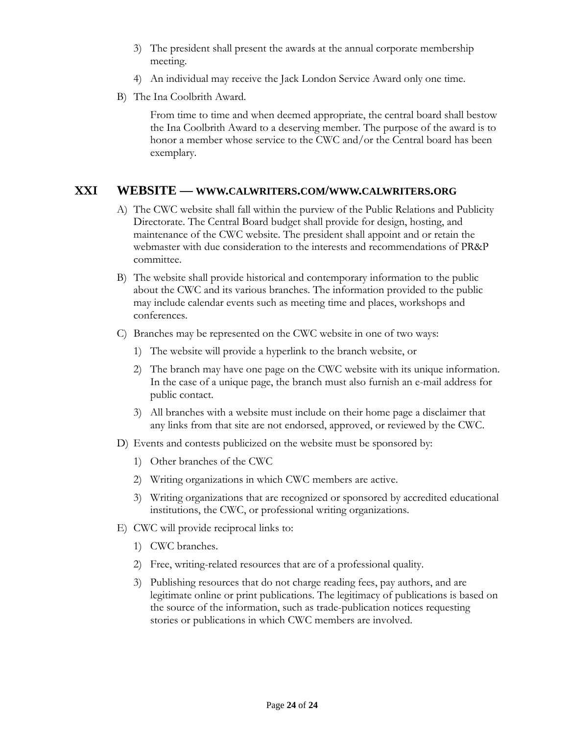3) The president shall present the awards at the annual corporate membership meeting.

4) An individual may receive the Jack London Service Award only one time.

B) The Ina Coolbrith Award.

From time to time and when deemed appropriate, the central board shall bestow the Ina Coolbrith Award to a deserving member. The purpose of the award is to honor a member whose service to the CWC and/or the Central board has been exemplary.

## XXI WEBSITE — WWW.CALWRITERS.COM/WWW.CALWRITERS.ORG

A) The CWC website shall fall within the purview of the Public Relations and Publicity Directorate. The Central Board budget shall provide for design, hosting, and maintenance of the CWC website. The president shall appoint and or retain the webmaster with due consideration to the interests and recommendations of PR&P committee.

B) The website shall provide historical and contemporary information to the public about the CWC and its various branches. The information provided to the public may include calendar events such as meeting time and places, workshops and conferences.

C) Branches may be represented on the CWC website in one of two ways:

1) The website will provide a hyperlink to the branch website, or

2) The branch may have one page on the CWC website with its unique information. In the case of a unique page, the branch must also furnish an e-mail address for public contact.

3) All branches with a website must include on their home page a disclaimer that any links from that site are not endorsed, approved, or reviewed by the CWC.

D) Events and contests publicized on the website must be sponsored by:

1) Other branches of the CWC

2) Writing organizations in which CWC members are active.

3) Writing organizations that are recognized or sponsored by accredited educational institutions, the CWC, or professional writing organizations.

E) CWC will provide reciprocal links to:

1) CWC branches.

2) Free, writing-related resources that are of a professional quality.

3) Publishing resources that do not charge reading fees, pay authors, and are legitimate online or print publications. The legitimacy of publications is based on the source of the information, such as trade-publication notices requesting stories or publications in which CWC members are involved.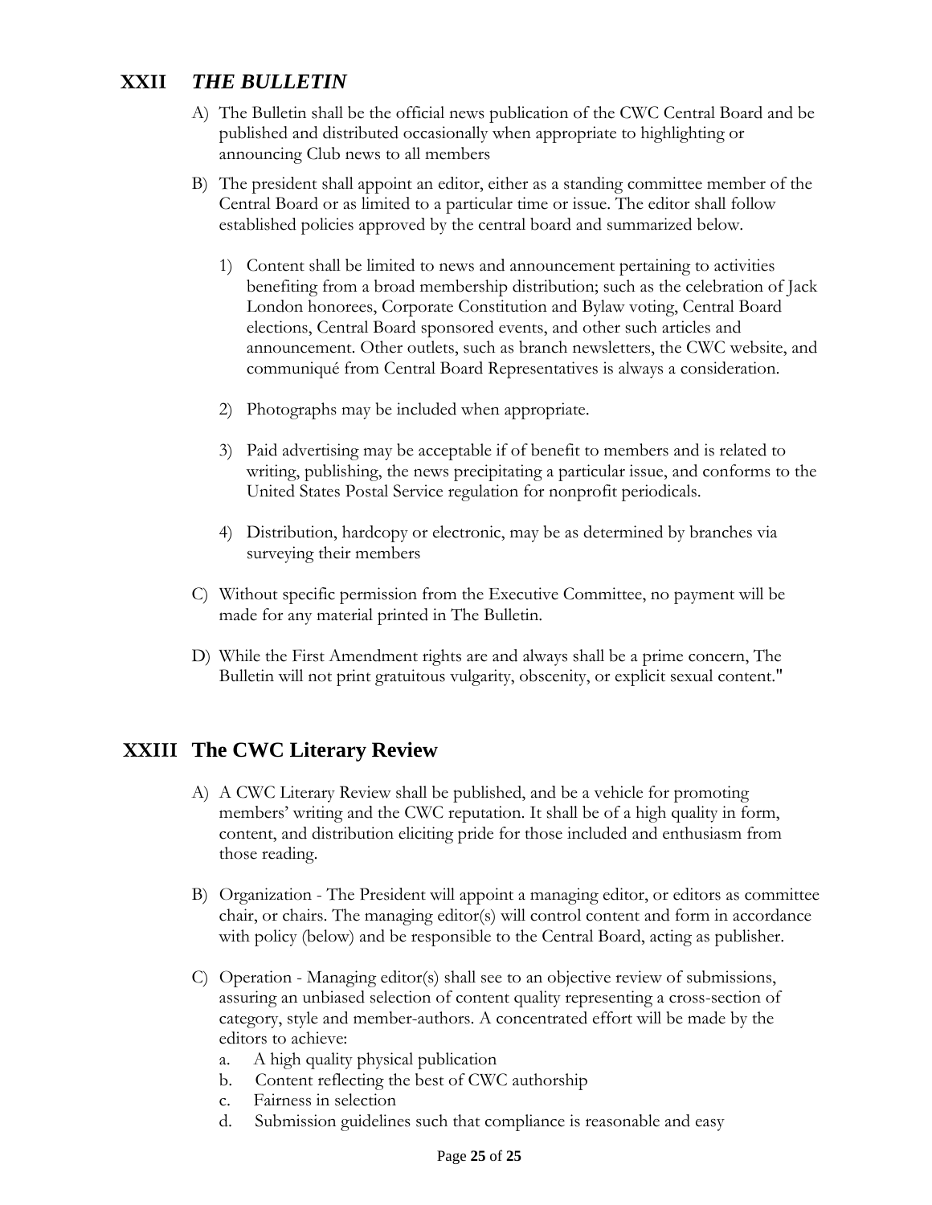## XXII *THE BULLETIN*

A) The Bulletin shall be the official news publication of the CWC Central Board and be published and distributed occasionally when appropriate to highlighting or announcing Club news to all members

B) The president shall appoint an editor, either as a standing committee member of the Central Board or as limited to a particular time or issue. The editor shall follow established policies approved by the central board and summarized below.

   1) Content shall be limited to news and announcement pertaining to activities benefiting from a broad membership distribution; such as the celebration of Jack London honorees, Corporate Constitution and Bylaw voting, Central Board elections, Central Board sponsored events, and other such articles and announcement. Other outlets, such as branch newsletters, the CWC website, and communiqué from Central Board Representatives is always a consideration.

   2) Photographs may be included when appropriate.

   3) Paid advertising may be acceptable if of benefit to members and is related to writing, publishing, the news precipitating a particular issue, and conforms to the United States Postal Service regulation for nonprofit periodicals.

   4) Distribution, hardcopy or electronic, may be as determined by branches via surveying their members

C) Without specific permission from the Executive Committee, no payment will be made for any material printed in The Bulletin.

D) While the First Amendment rights are and always shall be a prime concern, The Bulletin will not print gratuitous vulgarity, obscenity, or explicit sexual content."

## XXIII The CWC Literary Review

A) A CWC Literary Review shall be published, and be a vehicle for promoting members' writing and the CWC reputation. It shall be of a high quality in form, content, and distribution eliciting pride for those included and enthusiasm from those reading.

B) Organization - The President will appoint a managing editor, or editors as committee chair, or chairs. The managing editor(s) will control content and form in accordance with policy (below) and be responsible to the Central Board, acting as publisher.

C) Operation - Managing editor(s) shall see to an objective review of submissions, assuring an unbiased selection of content quality representing a cross-section of category, style and member-authors. A concentrated effort will be made by the editors to achieve:
   a. A high quality physical publication
   b. Content reflecting the best of CWC authorship
   c. Fairness in selection
   d. Submission guidelines such that compliance is reasonable and easy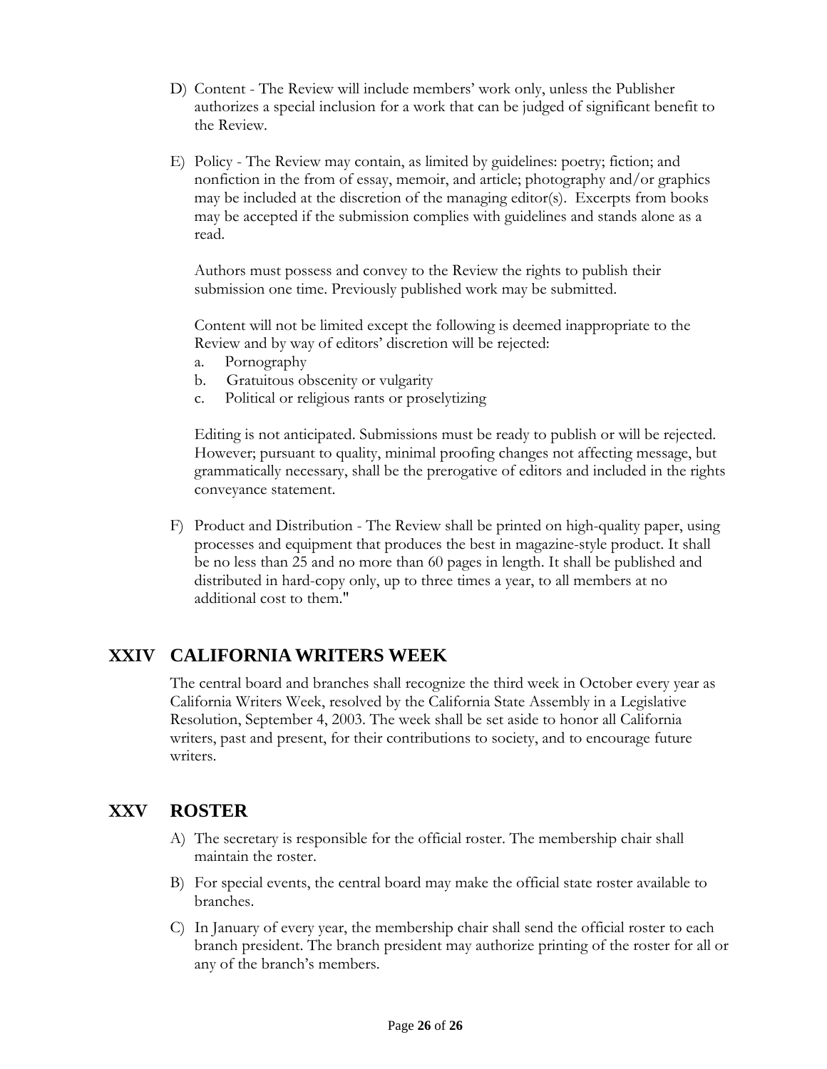D) Content - The Review will include members' work only, unless the Publisher authorizes a special inclusion for a work that can be judged of significant benefit to the Review.

E) Policy - The Review may contain, as limited by guidelines: poetry; fiction; and nonfiction in the from of essay, memoir, and article; photography and/or graphics may be included at the discretion of the managing editor(s). Excerpts from books may be accepted if the submission complies with guidelines and stands alone as a read.

Authors must possess and convey to the Review the rights to publish their submission one time. Previously published work may be submitted.

Content will not be limited except the following is deemed inappropriate to the Review and by way of editors' discretion will be rejected:

a. Pornography
b. Gratuitous obscenity or vulgarity
c. Political or religious rants or proselytizing

Editing is not anticipated. Submissions must be ready to publish or will be rejected. However; pursuant to quality, minimal proofing changes not affecting message, but grammatically necessary, shall be the prerogative of editors and included in the rights conveyance statement.

F) Product and Distribution - The Review shall be printed on high-quality paper, using processes and equipment that produces the best in magazine-style product. It shall be no less than 25 and no more than 60 pages in length. It shall be published and distributed in hard-copy only, up to three times a year, to all members at no additional cost to them."

## XXIV CALIFORNIA WRITERS WEEK

The central board and branches shall recognize the third week in October every year as California Writers Week, resolved by the California State Assembly in a Legislative Resolution, September 4, 2003. The week shall be set aside to honor all California writers, past and present, for their contributions to society, and to encourage future writers.

## XXV ROSTER

A) The secretary is responsible for the official roster. The membership chair shall maintain the roster.

B) For special events, the central board may make the official state roster available to branches.

C) In January of every year, the membership chair shall send the official roster to each branch president. The branch president may authorize printing of the roster for all or any of the branch's members.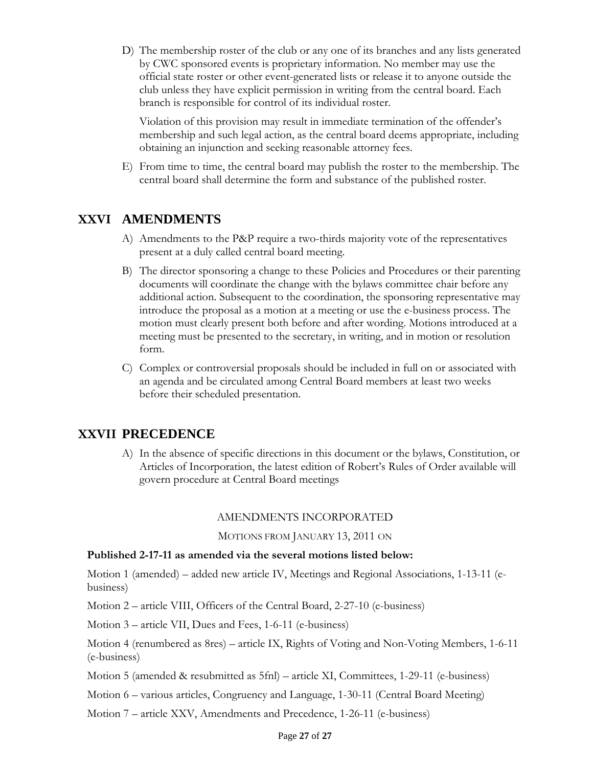D) The membership roster of the club or any one of its branches and any lists generated by CWC sponsored events is proprietary information. No member may use the official state roster or other event-generated lists or release it to anyone outside the club unless they have explicit permission in writing from the central board. Each branch is responsible for control of its individual roster.

Violation of this provision may result in immediate termination of the offender's membership and such legal action, as the central board deems appropriate, including obtaining an injunction and seeking reasonable attorney fees.

E) From time to time, the central board may publish the roster to the membership. The central board shall determine the form and substance of the published roster.

# XXVI AMENDMENTS

A) Amendments to the P&P require a two-thirds majority vote of the representatives present at a duly called central board meeting.

B) The director sponsoring a change to these Policies and Procedures or their parenting documents will coordinate the change with the bylaws committee chair before any additional action. Subsequent to the coordination, the sponsoring representative may introduce the proposal as a motion at a meeting or use the e-business process. The motion must clearly present both before and after wording. Motions introduced at a meeting must be presented to the secretary, in writing, and in motion or resolution form.

C) Complex or controversial proposals should be included in full on or associated with an agenda and be circulated among Central Board members at least two weeks before their scheduled presentation.

# XXVII PRECEDENCE

A) In the absence of specific directions in this document or the bylaws, Constitution, or Articles of Incorporation, the latest edition of Robert's Rules of Order available will govern procedure at Central Board meetings

AMENDMENTS INCORPORATED

MOTIONS FROM JANUARY 13, 2011 ON

**Published 2-17-11 as amended via the several motions listed below:**

Motion 1 (amended) – added new article IV, Meetings and Regional Associations, 1-13-11 (e-business)

Motion 2 – article VIII, Officers of the Central Board, 2-27-10 (e-business)

Motion 3 – article VII, Dues and Fees, 1-6-11 (e-business)

Motion 4 (renumbered as 8res) – article IX, Rights of Voting and Non-Voting Members, 1-6-11 (e-business)

Motion 5 (amended & resubmitted as 5fnl) – article XI, Committees, 1-29-11 (e-business)

Motion 6 – various articles, Congruency and Language, 1-30-11 (Central Board Meeting)

Motion 7 – article XXV, Amendments and Precedence, 1-26-11 (e-business)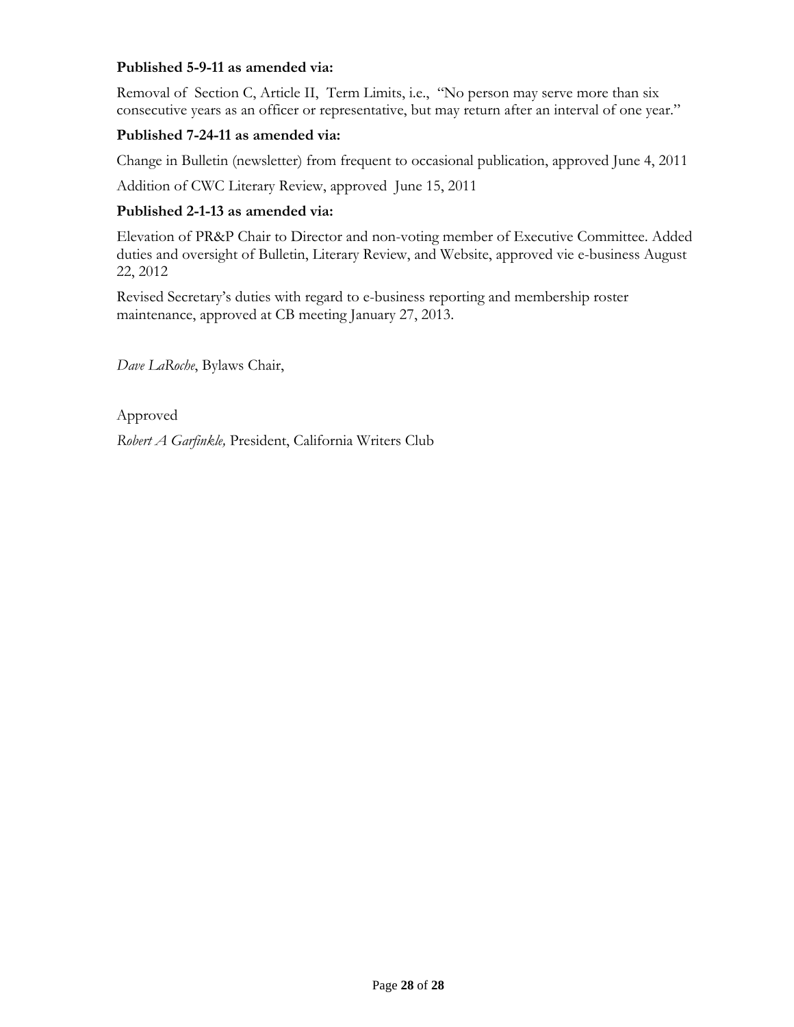**Published 5-9-11 as amended via:**

Removal of Section C, Article II, Term Limits, i.e., "No person may serve more than six consecutive years as an officer or representative, but may return after an interval of one year."

**Published 7-24-11 as amended via:**

Change in Bulletin (newsletter) from frequent to occasional publication, approved June 4, 2011

Addition of CWC Literary Review, approved June 15, 2011

**Published 2-1-13 as amended via:**

Elevation of PR&P Chair to Director and non-voting member of Executive Committee. Added duties and oversight of Bulletin, Literary Review, and Website, approved vie e-business August 22, 2012

Revised Secretary's duties with regard to e-business reporting and membership roster maintenance, approved at CB meeting January 27, 2013.

*Dave LaRoche*, Bylaws Chair,

Approved

*Robert A Garfinkle,* President, California Writers Club